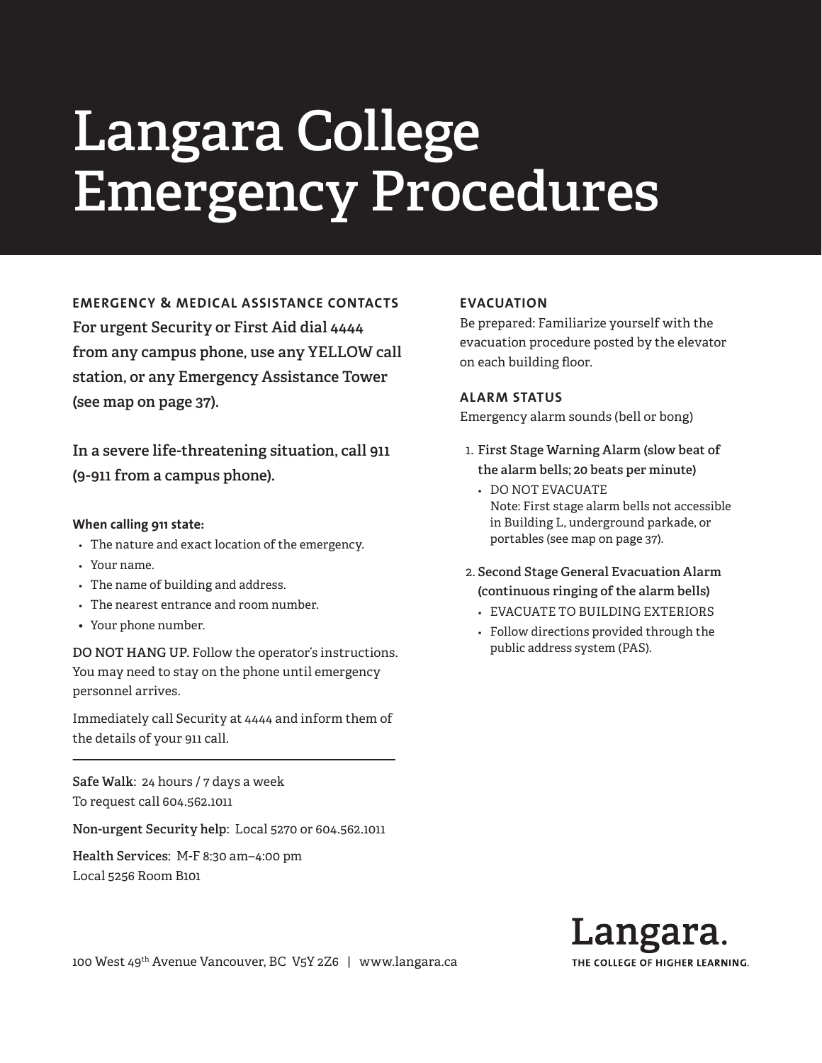# Langara College Emergency Procedures

## EMERGENCY & MEDICAL ASSISTANCE CONTACTS

**For urgent Security or First Aid dial 4444 from any campus phone, use any YELLOW call station, or any Emergency Assistance Tower (see map on page 37).**

**In a severe life-threatening situation, call 911 (9-911 from a campus phone).**

**When calling 911 state:**

- The nature and exact location of the emergency.
- Your name.
- The name of building and address.
- The nearest entrance and room number.
- Your phone number.

DO NOT HANG UP. Follow the operator's instructions. You may need to stay on the phone until emergency personnel arrives.

Immediately call Security at 4444 and inform them of the details of your 911 call.

---

**Safe Walk**: 24 hours / 7 days a week
To request call 604.562.1011

**Non-urgent Security help**: Local 5270 or 604.562.1011

**Health Services**: M-F 8:30 am–4:00 pm
Local 5256 Room B101

## EVACUATION

Be prepared: Familiarize yourself with the evacuation procedure posted by the elevator on each building floor.

## ALARM STATUS

Emergency alarm sounds (bell or bong)

1. **First Stage Warning Alarm (slow beat of the alarm bells; 20 beats per minute)**
   - DO NOT EVACUATE
     Note: First stage alarm bells not accessible in Building L, underground parkade, or portables (see map on page 37).
2. **Second Stage General Evacuation Alarm (continuous ringing of the alarm bells)**
   - EVACUATE TO BUILDING EXTERIORS
   - Follow directions provided through the public address system (PAS).

100 West 49th Avenue Vancouver, BC V5Y 2Z6 | www.langara.ca

Langara. THE COLLEGE OF HIGHER LEARNING.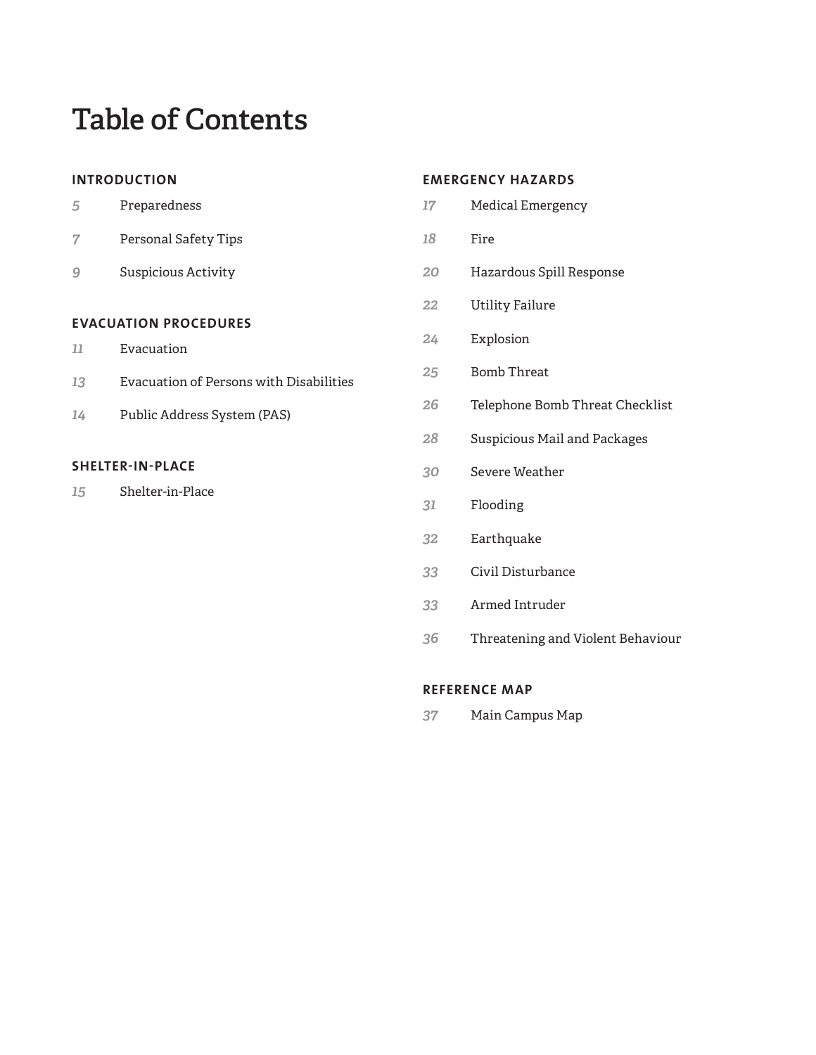# Table of Contents

## INTRODUCTION

- *5* Preparedness
- *7* Personal Safety Tips
- *9* Suspicious Activity

## EVACUATION PROCEDURES

- *11* Evacuation
- *13* Evacuation of Persons with Disabilities
- *14* Public Address System (PAS)

## SHELTER-IN-PLACE

- *15* Shelter-in-Place

## EMERGENCY HAZARDS

- *17* Medical Emergency
- *18* Fire
- *20* Hazardous Spill Response
- *22* Utility Failure
- *24* Explosion
- *25* Bomb Threat
- *26* Telephone Bomb Threat Checklist
- *28* Suspicious Mail and Packages
- *30* Severe Weather
- *31* Flooding
- *32* Earthquake
- *33* Civil Disturbance
- *33* Armed Intruder
- *36* Threatening and Violent Behaviour

## REFERENCE MAP

- *37* Main Campus Map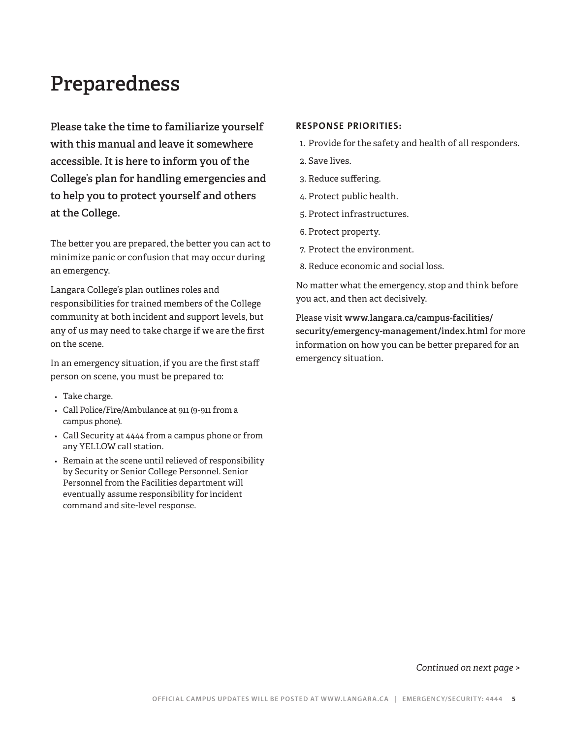# Preparedness

**Please take the time to familiarize yourself with this manual and leave it somewhere accessible. It is here to inform you of the College's plan for handling emergencies and to help you to protect yourself and others at the College.**

The better you are prepared, the better you can act to minimize panic or confusion that may occur during an emergency.

Langara College's plan outlines roles and responsibilities for trained members of the College community at both incident and support levels, but any of us may need to take charge if we are the first on the scene.

In an emergency situation, if you are the first staff person on scene, you must be prepared to:

- Take charge.
- Call Police/Fire/Ambulance at 911 (9-911 from a campus phone).
- Call Security at 4444 from a campus phone or from any YELLOW call station.
- Remain at the scene until relieved of responsibility by Security or Senior College Personnel. Senior Personnel from the Facilities department will eventually assume responsibility for incident command and site-level response.

**RESPONSE PRIORITIES:**

1. Provide for the safety and health of all responders.
2. Save lives.
3. Reduce suffering.
4. Protect public health.
5. Protect infrastructures.
6. Protect property.
7. Protect the environment.
8. Reduce economic and social loss.

No matter what the emergency, stop and think before you act, and then act decisively.

Please visit **www.langara.ca/campus-facilities/security/emergency-management/index.html** for more information on how you can be better prepared for an emergency situation.

*Continued on next page >*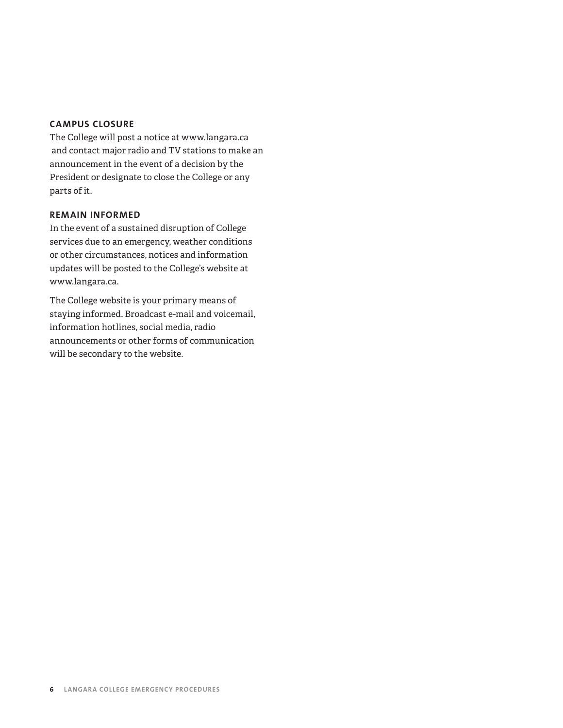### CAMPUS CLOSURE

The College will post a notice at www.langara.ca and contact major radio and TV stations to make an announcement in the event of a decision by the President or designate to close the College or any parts of it.

### REMAIN INFORMED

In the event of a sustained disruption of College services due to an emergency, weather conditions or other circumstances, notices and information updates will be posted to the College's website at www.langara.ca.

The College website is your primary means of staying informed. Broadcast e-mail and voicemail, information hotlines, social media, radio announcements or other forms of communication will be secondary to the website.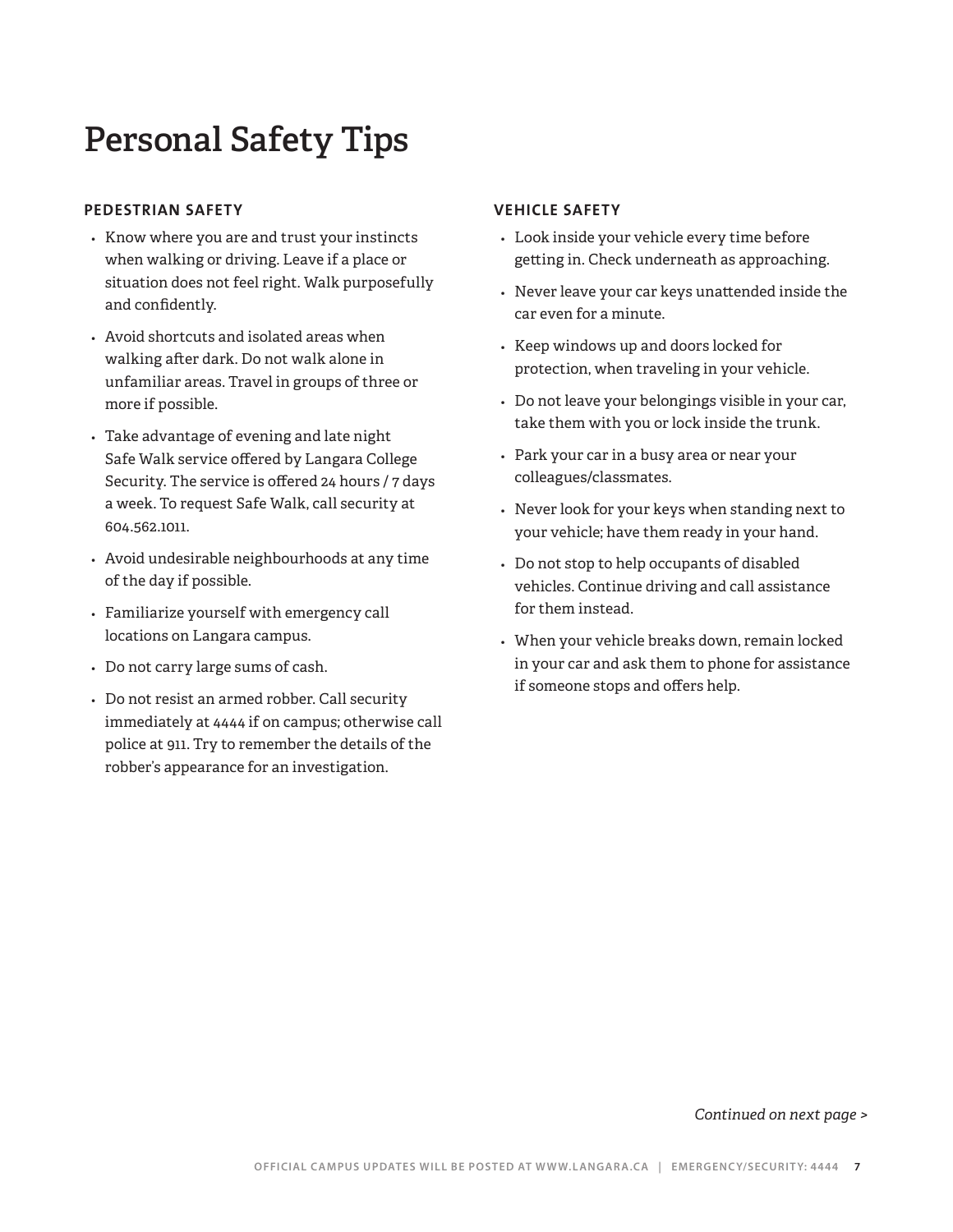# Personal Safety Tips

### PEDESTRIAN SAFETY

- Know where you are and trust your instincts when walking or driving. Leave if a place or situation does not feel right. Walk purposefully and confidently.
- Avoid shortcuts and isolated areas when walking after dark. Do not walk alone in unfamiliar areas. Travel in groups of three or more if possible.
- Take advantage of evening and late night Safe Walk service offered by Langara College Security. The service is offered 24 hours / 7 days a week. To request Safe Walk, call security at 604.562.1011.
- Avoid undesirable neighbourhoods at any time of the day if possible.
- Familiarize yourself with emergency call locations on Langara campus.
- Do not carry large sums of cash.
- Do not resist an armed robber. Call security immediately at 4444 if on campus; otherwise call police at 911. Try to remember the details of the robber's appearance for an investigation.

### VEHICLE SAFETY

- Look inside your vehicle every time before getting in. Check underneath as approaching.
- Never leave your car keys unattended inside the car even for a minute.
- Keep windows up and doors locked for protection, when traveling in your vehicle.
- Do not leave your belongings visible in your car, take them with you or lock inside the trunk.
- Park your car in a busy area or near your colleagues/classmates.
- Never look for your keys when standing next to your vehicle; have them ready in your hand.
- Do not stop to help occupants of disabled vehicles. Continue driving and call assistance for them instead.
- When your vehicle breaks down, remain locked in your car and ask them to phone for assistance if someone stops and offers help.

*Continued on next page >*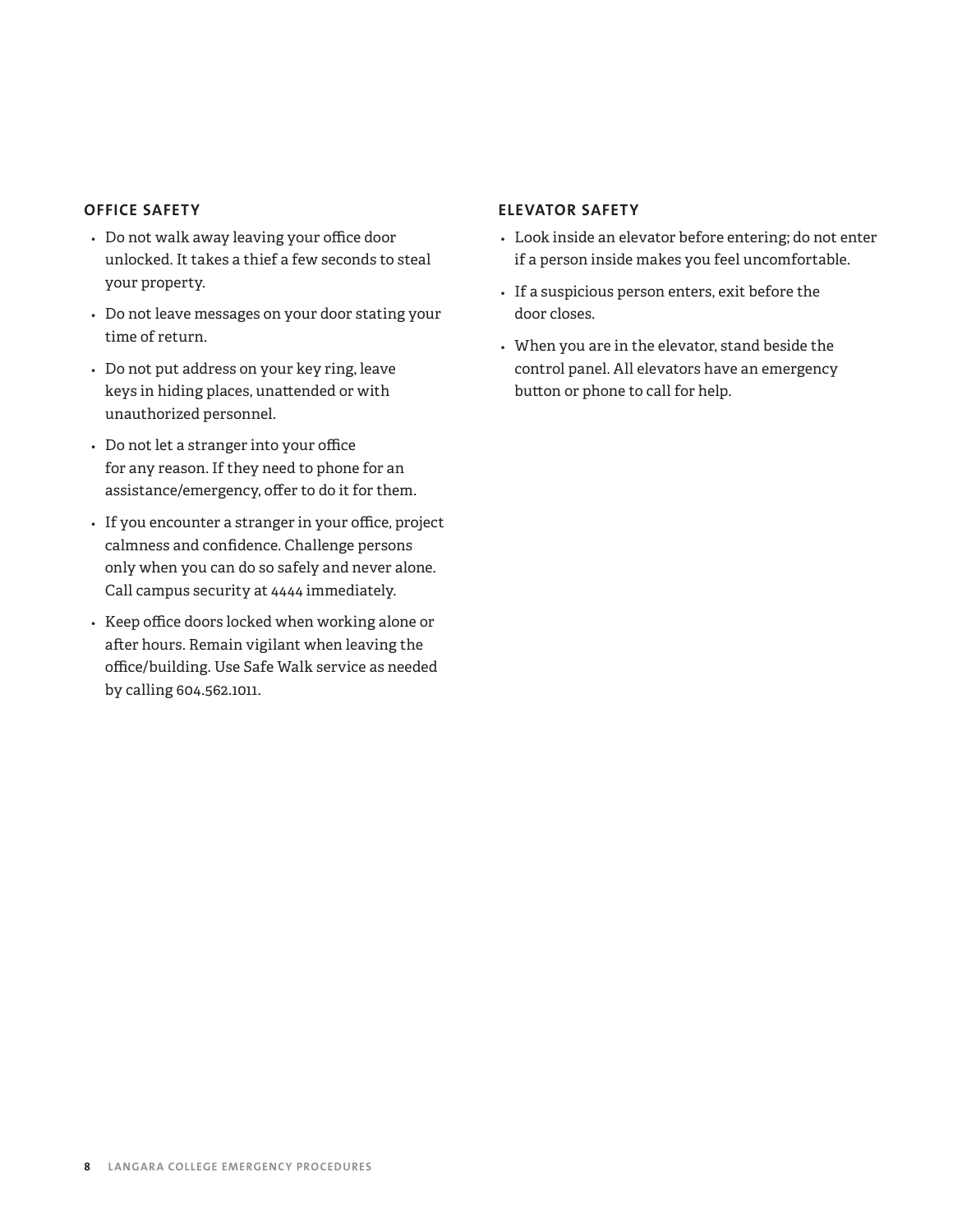## OFFICE SAFETY

- Do not walk away leaving your office door unlocked. It takes a thief a few seconds to steal your property.
- Do not leave messages on your door stating your time of return.
- Do not put address on your key ring, leave keys in hiding places, unattended or with unauthorized personnel.
- Do not let a stranger into your office for any reason. If they need to phone for an assistance/emergency, offer to do it for them.
- If you encounter a stranger in your office, project calmness and confidence. Challenge persons only when you can do so safely and never alone. Call campus security at 4444 immediately.
- Keep office doors locked when working alone or after hours. Remain vigilant when leaving the office/building. Use Safe Walk service as needed by calling 604.562.1011.

## ELEVATOR SAFETY

- Look inside an elevator before entering; do not enter if a person inside makes you feel uncomfortable.
- If a suspicious person enters, exit before the door closes.
- When you are in the elevator, stand beside the control panel. All elevators have an emergency button or phone to call for help.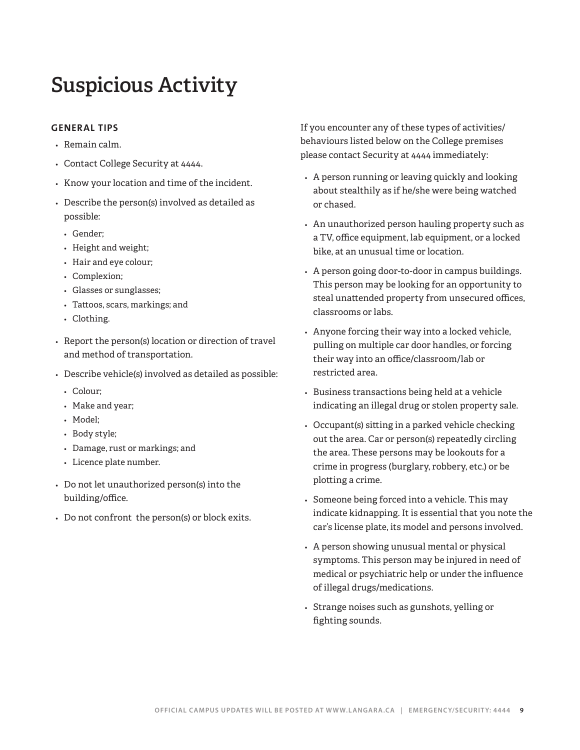# Suspicious Activity

### GENERAL TIPS

- Remain calm.
- Contact College Security at 4444.
- Know your location and time of the incident.
- Describe the person(s) involved as detailed as possible:
  - Gender;
  - Height and weight;
  - Hair and eye colour;
  - Complexion;
  - Glasses or sunglasses;
  - Tattoos, scars, markings; and
  - Clothing.
- Report the person(s) location or direction of travel and method of transportation.
- Describe vehicle(s) involved as detailed as possible:
  - Colour;
  - Make and year;
  - Model;
  - Body style;
  - Damage, rust or markings; and
  - Licence plate number.
- Do not let unauthorized person(s) into the building/office.
- Do not confront the person(s) or block exits.

If you encounter any of these types of activities/behaviours listed below on the College premises please contact Security at 4444 immediately:

- A person running or leaving quickly and looking about stealthily as if he/she were being watched or chased.
- An unauthorized person hauling property such as a TV, office equipment, lab equipment, or a locked bike, at an unusual time or location.
- A person going door-to-door in campus buildings. This person may be looking for an opportunity to steal unattended property from unsecured offices, classrooms or labs.
- Anyone forcing their way into a locked vehicle, pulling on multiple car door handles, or forcing their way into an office/classroom/lab or restricted area.
- Business transactions being held at a vehicle indicating an illegal drug or stolen property sale.
- Occupant(s) sitting in a parked vehicle checking out the area. Car or person(s) repeatedly circling the area. These persons may be lookouts for a crime in progress (burglary, robbery, etc.) or be plotting a crime.
- Someone being forced into a vehicle. This may indicate kidnapping. It is essential that you note the car's license plate, its model and persons involved.
- A person showing unusual mental or physical symptoms. This person may be injured in need of medical or psychiatric help or under the influence of illegal drugs/medications.
- Strange noises such as gunshots, yelling or fighting sounds.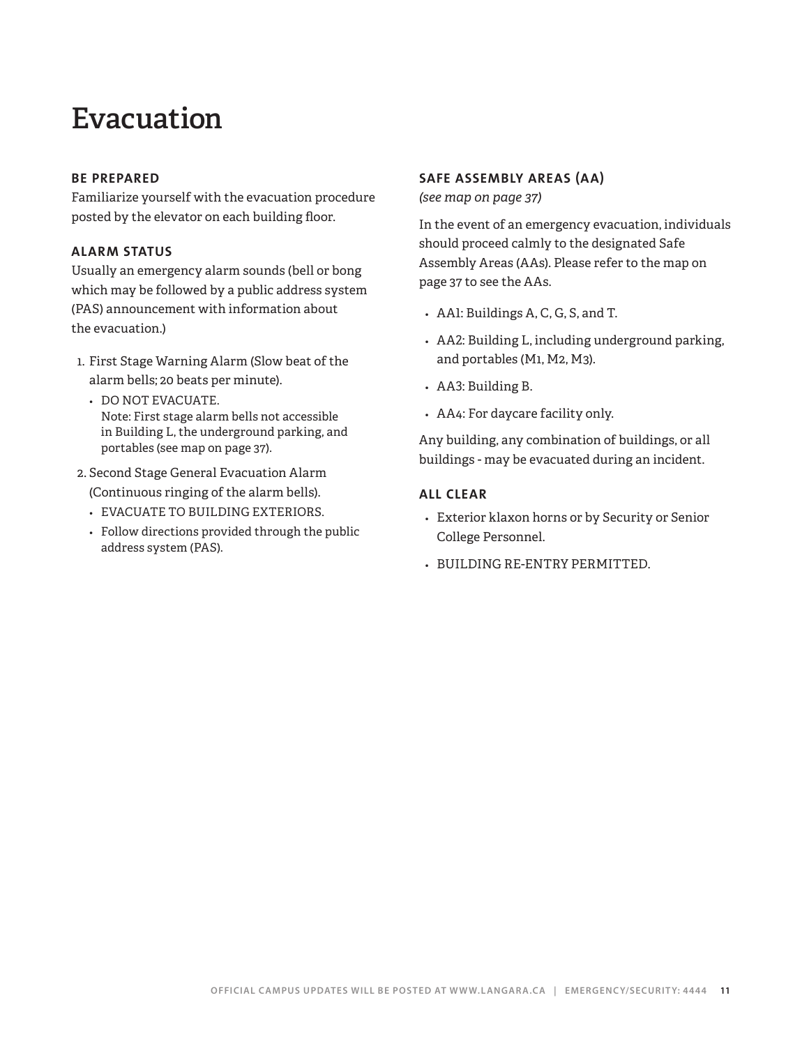# Evacuation

### BE PREPARED

Familiarize yourself with the evacuation procedure posted by the elevator on each building floor.

### ALARM STATUS

Usually an emergency alarm sounds (bell or bong which may be followed by a public address system (PAS) announcement with information about the evacuation.)

1. First Stage Warning Alarm (Slow beat of the alarm bells; 20 beats per minute).
   - DO NOT EVACUATE.
     Note: First stage alarm bells not accessible in Building L, the underground parking, and portables (see map on page 37).
2. Second Stage General Evacuation Alarm (Continuous ringing of the alarm bells).
   - EVACUATE TO BUILDING EXTERIORS.
   - Follow directions provided through the public address system (PAS).

### SAFE ASSEMBLY AREAS (AA)

*(see map on page 37)*

In the event of an emergency evacuation, individuals should proceed calmly to the designated Safe Assembly Areas (AAs). Please refer to the map on page 37 to see the AAs.

- AA1: Buildings A, C, G, S, and T.
- AA2: Building L, including underground parking, and portables (M1, M2, M3).
- AA3: Building B.
- AA4: For daycare facility only.

Any building, any combination of buildings, or all buildings - may be evacuated during an incident.

### ALL CLEAR

- Exterior klaxon horns or by Security or Senior College Personnel.
- BUILDING RE-ENTRY PERMITTED.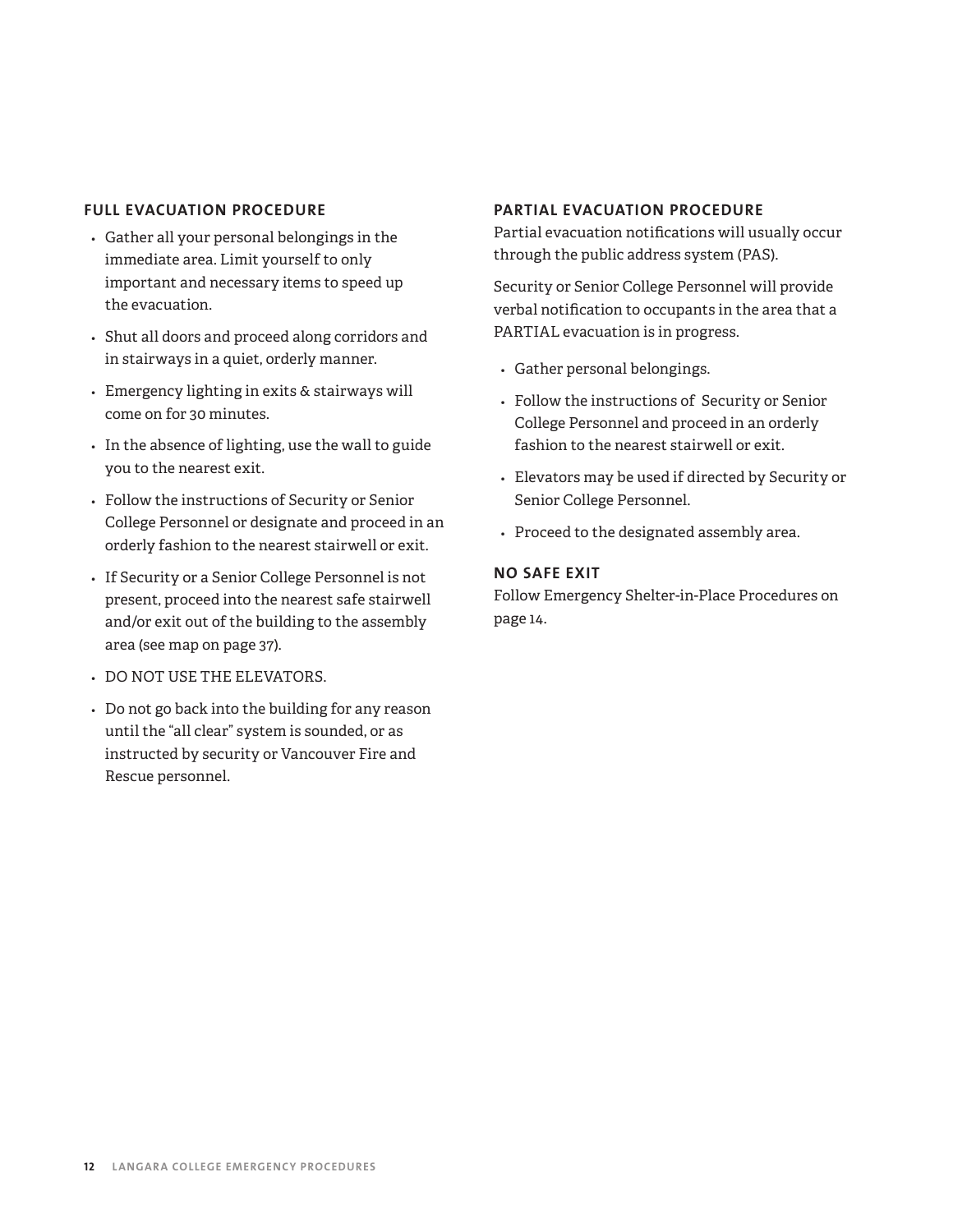### FULL EVACUATION PROCEDURE

- Gather all your personal belongings in the immediate area. Limit yourself to only important and necessary items to speed up the evacuation.
- Shut all doors and proceed along corridors and in stairways in a quiet, orderly manner.
- Emergency lighting in exits & stairways will come on for 30 minutes.
- In the absence of lighting, use the wall to guide you to the nearest exit.
- Follow the instructions of Security or Senior College Personnel or designate and proceed in an orderly fashion to the nearest stairwell or exit.
- If Security or a Senior College Personnel is not present, proceed into the nearest safe stairwell and/or exit out of the building to the assembly area (see map on page 37).
- DO NOT USE THE ELEVATORS.
- Do not go back into the building for any reason until the "all clear" system is sounded, or as instructed by security or Vancouver Fire and Rescue personnel.

### PARTIAL EVACUATION PROCEDURE

Partial evacuation notifications will usually occur through the public address system (PAS).

Security or Senior College Personnel will provide verbal notification to occupants in the area that a PARTIAL evacuation is in progress.

- Gather personal belongings.
- Follow the instructions of Security or Senior College Personnel and proceed in an orderly fashion to the nearest stairwell or exit.
- Elevators may be used if directed by Security or Senior College Personnel.
- Proceed to the designated assembly area.

### NO SAFE EXIT

Follow Emergency Shelter-in-Place Procedures on page 14.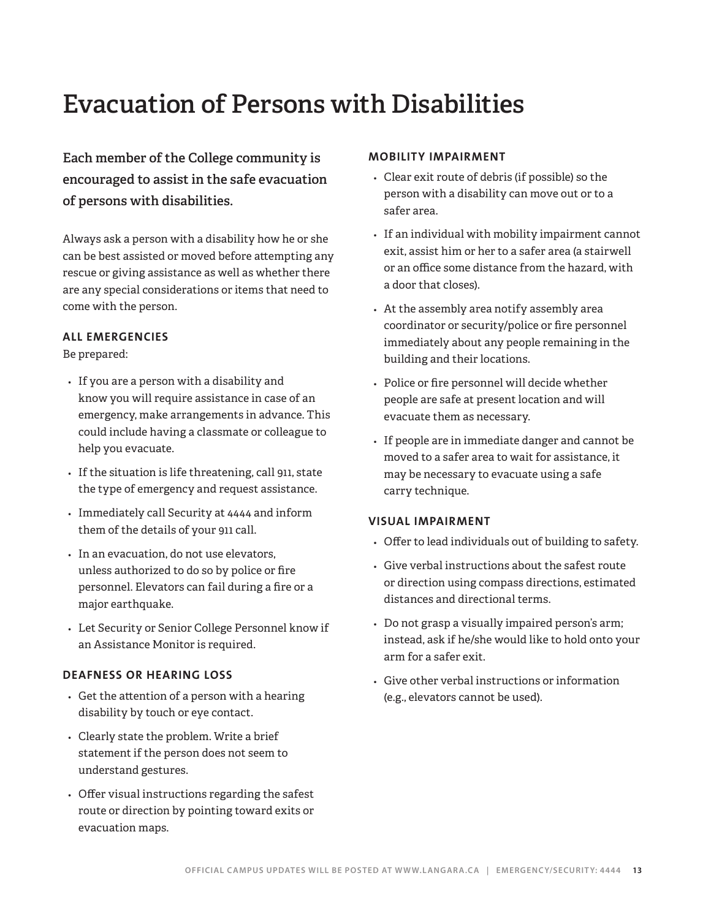# Evacuation of Persons with Disabilities

**Each member of the College community is encouraged to assist in the safe evacuation of persons with disabilities.**

Always ask a person with a disability how he or she can be best assisted or moved before attempting any rescue or giving assistance as well as whether there are any special considerations or items that need to come with the person.

### ALL EMERGENCIES

Be prepared:

- If you are a person with a disability and know you will require assistance in case of an emergency, make arrangements in advance. This could include having a classmate or colleague to help you evacuate.
- If the situation is life threatening, call 911, state the type of emergency and request assistance.
- Immediately call Security at 4444 and inform them of the details of your 911 call.
- In an evacuation, do not use elevators, unless authorized to do so by police or fire personnel. Elevators can fail during a fire or a major earthquake.
- Let Security or Senior College Personnel know if an Assistance Monitor is required.

### DEAFNESS OR HEARING LOSS

- Get the attention of a person with a hearing disability by touch or eye contact.
- Clearly state the problem. Write a brief statement if the person does not seem to understand gestures.
- Offer visual instructions regarding the safest route or direction by pointing toward exits or evacuation maps.

### MOBILITY IMPAIRMENT

- Clear exit route of debris (if possible) so the person with a disability can move out or to a safer area.
- If an individual with mobility impairment cannot exit, assist him or her to a safer area (a stairwell or an office some distance from the hazard, with a door that closes).
- At the assembly area notify assembly area coordinator or security/police or fire personnel immediately about any people remaining in the building and their locations.
- Police or fire personnel will decide whether people are safe at present location and will evacuate them as necessary.
- If people are in immediate danger and cannot be moved to a safer area to wait for assistance, it may be necessary to evacuate using a safe carry technique.

### VISUAL IMPAIRMENT

- Offer to lead individuals out of building to safety.
- Give verbal instructions about the safest route or direction using compass directions, estimated distances and directional terms.
- Do not grasp a visually impaired person's arm; instead, ask if he/she would like to hold onto your arm for a safer exit.
- Give other verbal instructions or information (e.g., elevators cannot be used).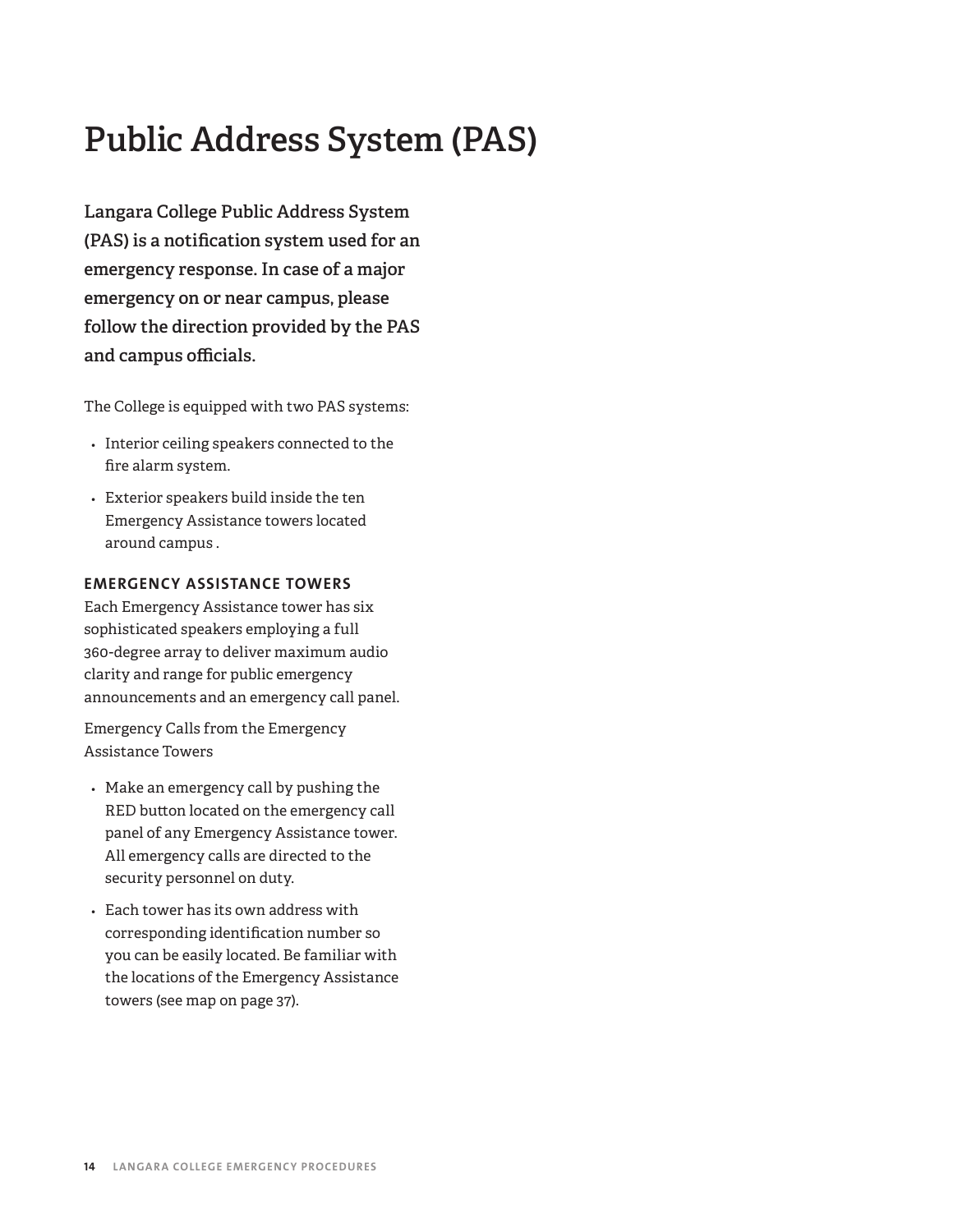# Public Address System (PAS)

**Langara College Public Address System (PAS) is a notification system used for an emergency response. In case of a major emergency on or near campus, please follow the direction provided by the PAS and campus officials.**

The College is equipped with two PAS systems:

- Interior ceiling speakers connected to the fire alarm system.
- Exterior speakers build inside the ten Emergency Assistance towers located around campus .

### EMERGENCY ASSISTANCE TOWERS

Each Emergency Assistance tower has six sophisticated speakers employing a full 360-degree array to deliver maximum audio clarity and range for public emergency announcements and an emergency call panel.

Emergency Calls from the Emergency Assistance Towers

- Make an emergency call by pushing the RED button located on the emergency call panel of any Emergency Assistance tower. All emergency calls are directed to the security personnel on duty.
- Each tower has its own address with corresponding identification number so you can be easily located. Be familiar with the locations of the Emergency Assistance towers (see map on page 37).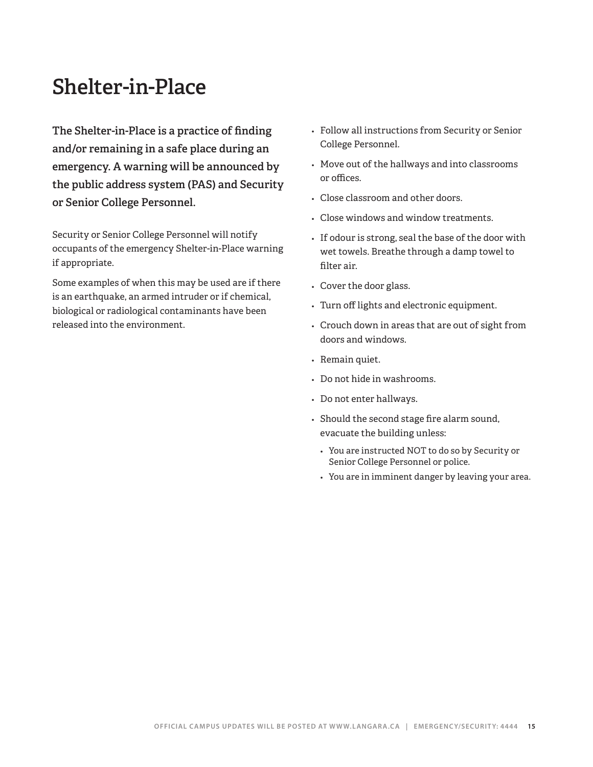# Shelter-in-Place

**The Shelter-in-Place is a practice of finding and/or remaining in a safe place during an emergency. A warning will be announced by the public address system (PAS) and Security or Senior College Personnel.**

Security or Senior College Personnel will notify occupants of the emergency Shelter-in-Place warning if appropriate.

Some examples of when this may be used are if there is an earthquake, an armed intruder or if chemical, biological or radiological contaminants have been released into the environment.

- Follow all instructions from Security or Senior College Personnel.
- Move out of the hallways and into classrooms or offices.
- Close classroom and other doors.
- Close windows and window treatments.
- If odour is strong, seal the base of the door with wet towels. Breathe through a damp towel to filter air.
- Cover the door glass.
- Turn off lights and electronic equipment.
- Crouch down in areas that are out of sight from doors and windows.
- Remain quiet.
- Do not hide in washrooms.
- Do not enter hallways.
- Should the second stage fire alarm sound, evacuate the building unless:
  - You are instructed NOT to do so by Security or Senior College Personnel or police.
  - You are in imminent danger by leaving your area.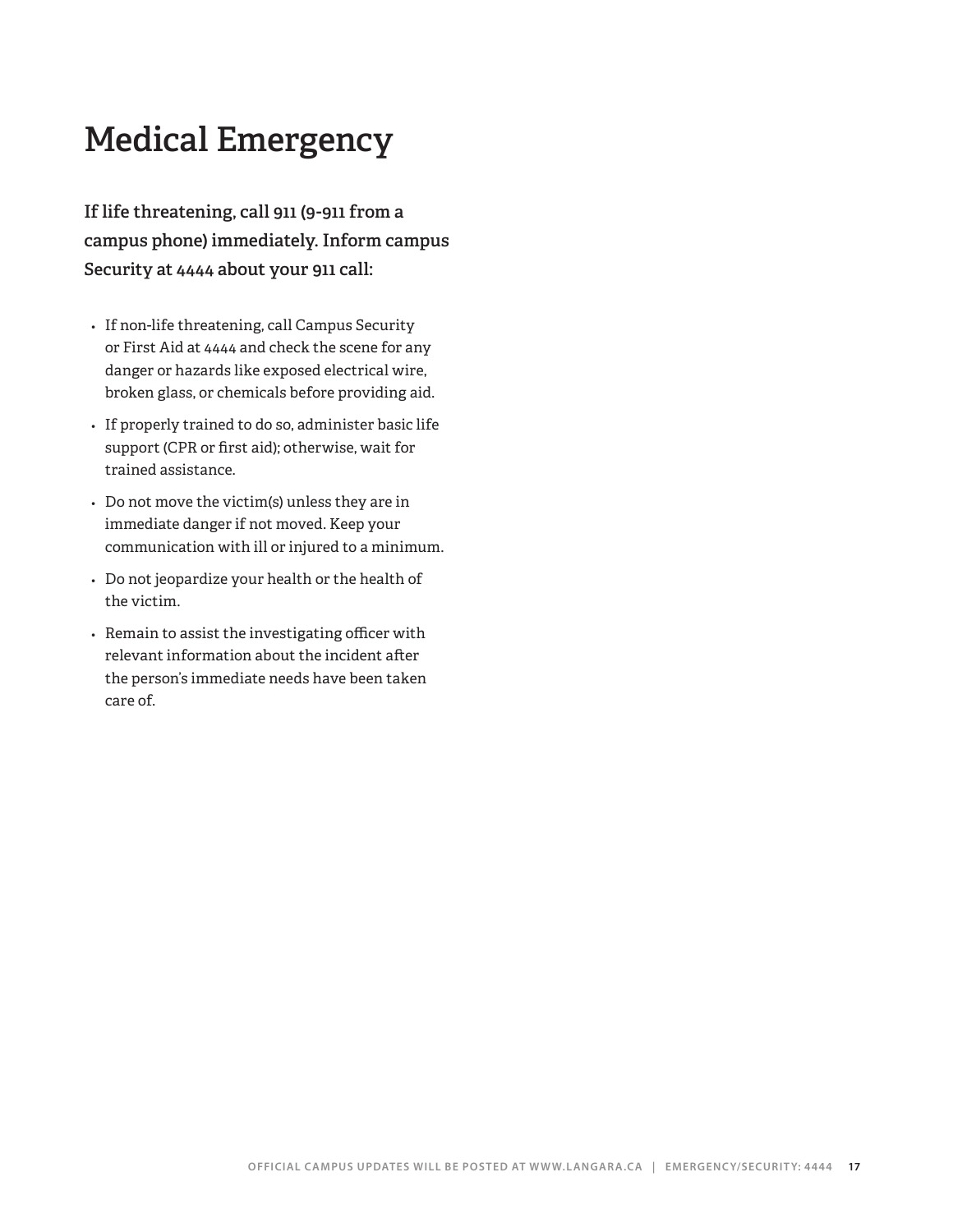# Medical Emergency

**If life threatening, call 911 (9-911 from a campus phone) immediately. Inform campus Security at 4444 about your 911 call:**

- If non-life threatening, call Campus Security or First Aid at 4444 and check the scene for any danger or hazards like exposed electrical wire, broken glass, or chemicals before providing aid.
- If properly trained to do so, administer basic life support (CPR or first aid); otherwise, wait for trained assistance.
- Do not move the victim(s) unless they are in immediate danger if not moved. Keep your communication with ill or injured to a minimum.
- Do not jeopardize your health or the health of the victim.
- Remain to assist the investigating officer with relevant information about the incident after the person's immediate needs have been taken care of.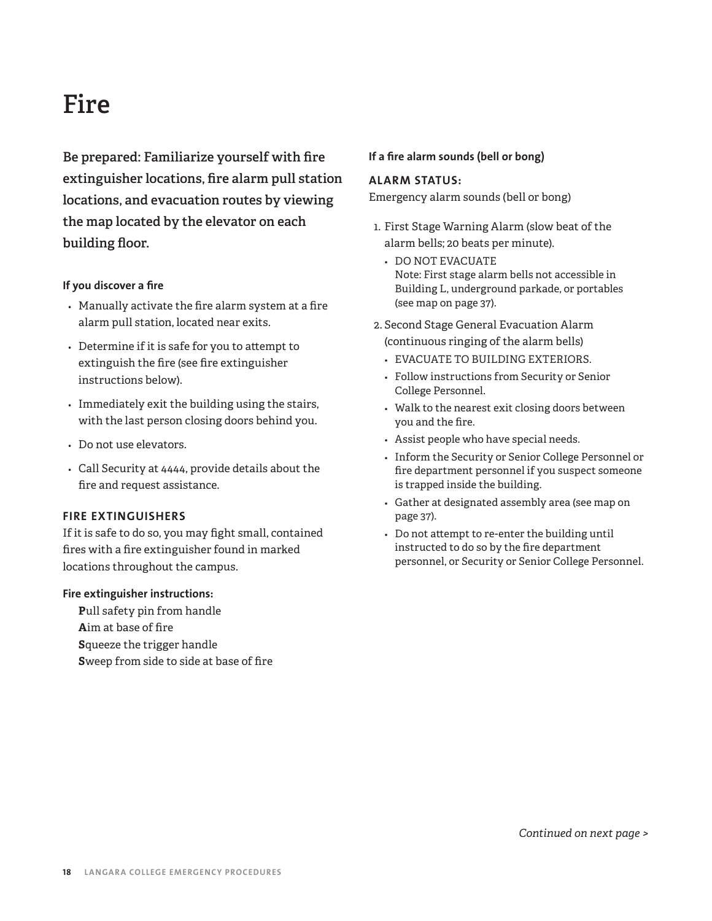# Fire

**Be prepared: Familiarize yourself with fire extinguisher locations, fire alarm pull station locations, and evacuation routes by viewing the map located by the elevator on each building floor.**

**If you discover a fire**

- Manually activate the fire alarm system at a fire alarm pull station, located near exits.
- Determine if it is safe for you to attempt to extinguish the fire (see fire extinguisher instructions below).
- Immediately exit the building using the stairs, with the last person closing doors behind you.
- Do not use elevators.
- Call Security at 4444, provide details about the fire and request assistance.

## FIRE EXTINGUISHERS

If it is safe to do so, you may fight small, contained fires with a fire extinguisher found in marked locations throughout the campus.

**Fire extinguisher instructions:**

**P**ull safety pin from handle
**A**im at base of fire
**S**queeze the trigger handle
**S**weep from side to side at base of fire

**If a fire alarm sounds (bell or bong)**

## ALARM STATUS:

Emergency alarm sounds (bell or bong)

1. First Stage Warning Alarm (slow beat of the alarm bells; 20 beats per minute).
   - DO NOT EVACUATE
     Note: First stage alarm bells not accessible in Building L, underground parkade, or portables (see map on page 37).
2. Second Stage General Evacuation Alarm (continuous ringing of the alarm bells)
   - EVACUATE TO BUILDING EXTERIORS.
   - Follow instructions from Security or Senior College Personnel.
   - Walk to the nearest exit closing doors between you and the fire.
   - Assist people who have special needs.
   - Inform the Security or Senior College Personnel or fire department personnel if you suspect someone is trapped inside the building.
   - Gather at designated assembly area (see map on page 37).
   - Do not attempt to re-enter the building until instructed to do so by the fire department personnel, or Security or Senior College Personnel.

*Continued on next page >*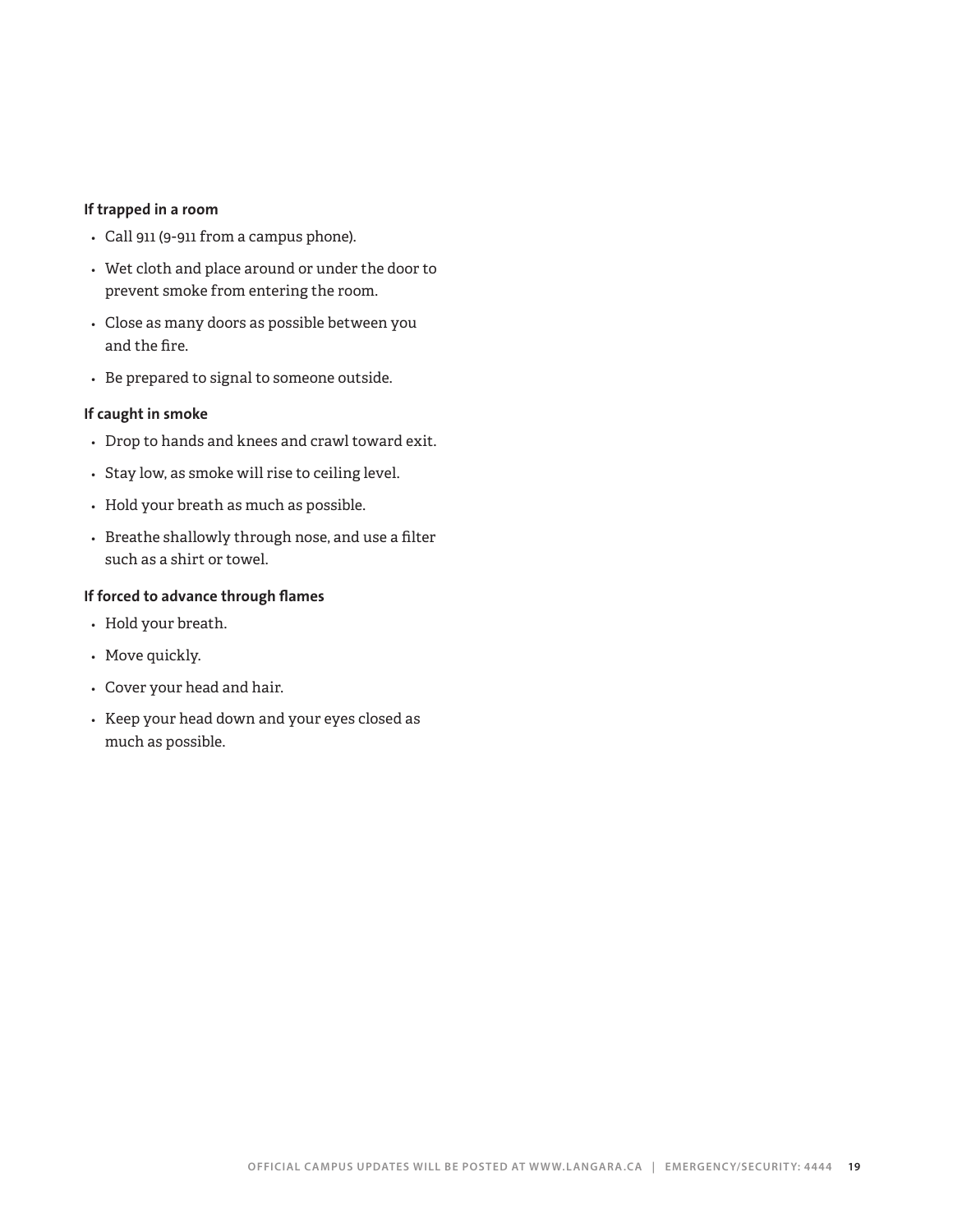**If trapped in a room**

- Call 911 (9-911 from a campus phone).
- Wet cloth and place around or under the door to prevent smoke from entering the room.
- Close as many doors as possible between you and the fire.
- Be prepared to signal to someone outside.

**If caught in smoke**

- Drop to hands and knees and crawl toward exit.
- Stay low, as smoke will rise to ceiling level.
- Hold your breath as much as possible.
- Breathe shallowly through nose, and use a filter such as a shirt or towel.

**If forced to advance through flames**

- Hold your breath.
- Move quickly.
- Cover your head and hair.
- Keep your head down and your eyes closed as much as possible.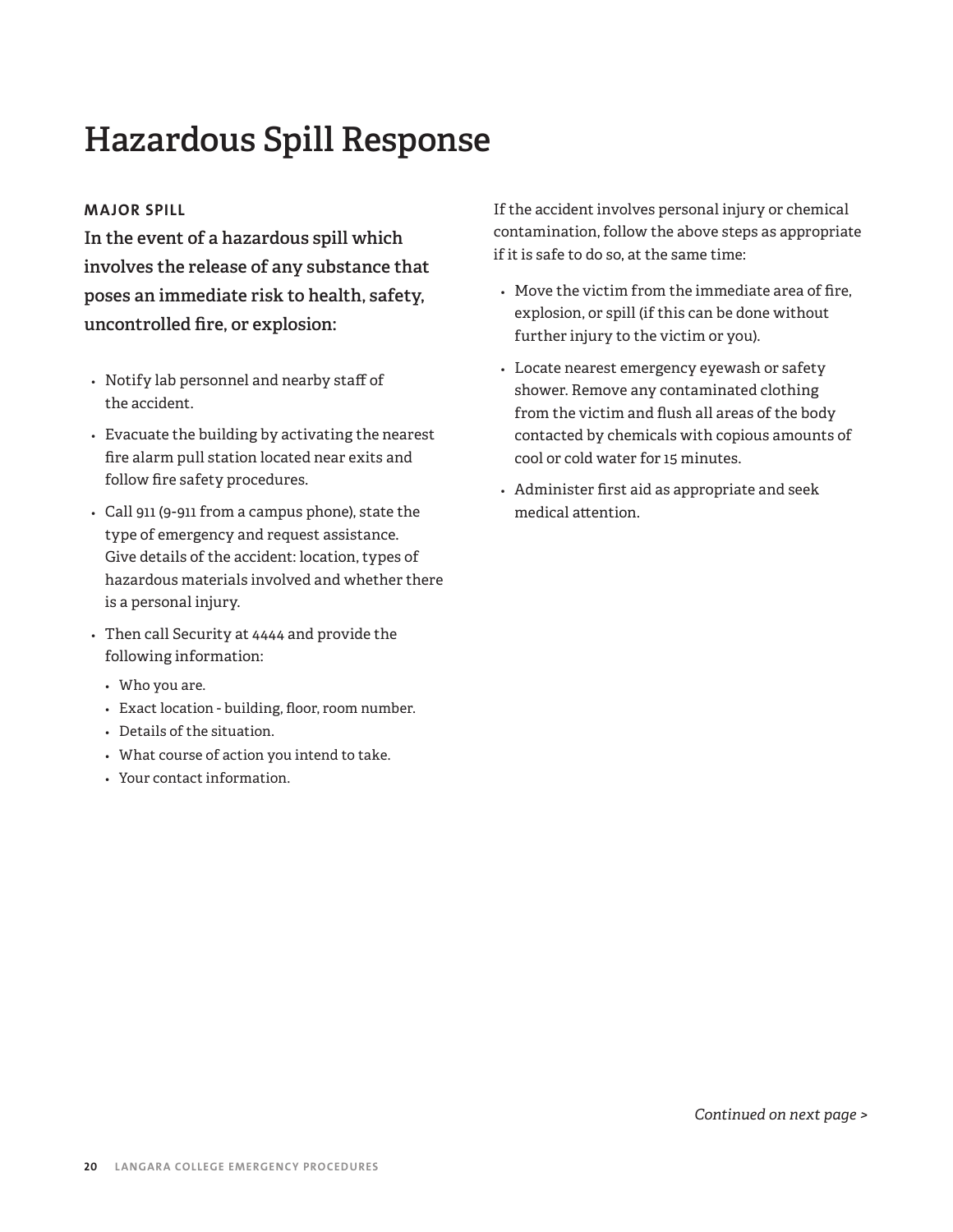# Hazardous Spill Response

### MAJOR SPILL

**In the event of a hazardous spill which involves the release of any substance that poses an immediate risk to health, safety, uncontrolled fire, or explosion:**

- Notify lab personnel and nearby staff of the accident.
- Evacuate the building by activating the nearest fire alarm pull station located near exits and follow fire safety procedures.
- Call 911 (9-911 from a campus phone), state the type of emergency and request assistance. Give details of the accident: location, types of hazardous materials involved and whether there is a personal injury.
- Then call Security at 4444 and provide the following information:
  - Who you are.
  - Exact location - building, floor, room number.
  - Details of the situation.
  - What course of action you intend to take.
  - Your contact information.

If the accident involves personal injury or chemical contamination, follow the above steps as appropriate if it is safe to do so, at the same time:

- Move the victim from the immediate area of fire, explosion, or spill (if this can be done without further injury to the victim or you).
- Locate nearest emergency eyewash or safety shower. Remove any contaminated clothing from the victim and flush all areas of the body contacted by chemicals with copious amounts of cool or cold water for 15 minutes.
- Administer first aid as appropriate and seek medical attention.

*Continued on next page >*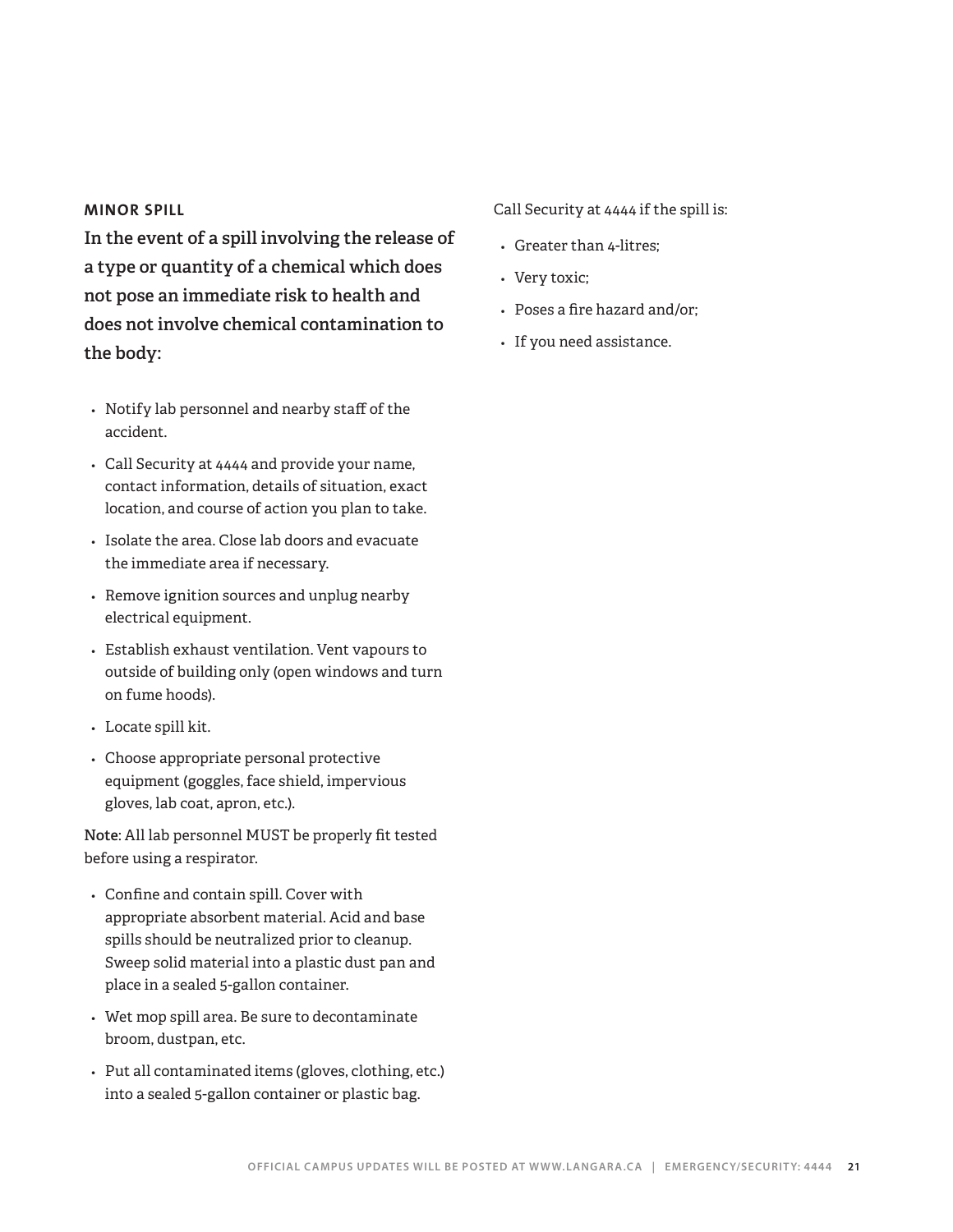### MINOR SPILL

**In the event of a spill involving the release of a type or quantity of a chemical which does not pose an immediate risk to health and does not involve chemical contamination to the body:**

- Notify lab personnel and nearby staff of the accident.
- Call Security at 4444 and provide your name, contact information, details of situation, exact location, and course of action you plan to take.
- Isolate the area. Close lab doors and evacuate the immediate area if necessary.
- Remove ignition sources and unplug nearby electrical equipment.
- Establish exhaust ventilation. Vent vapours to outside of building only (open windows and turn on fume hoods).
- Locate spill kit.
- Choose appropriate personal protective equipment (goggles, face shield, impervious gloves, lab coat, apron, etc.).

**Note**: All lab personnel MUST be properly fit tested before using a respirator.

- Confine and contain spill. Cover with appropriate absorbent material. Acid and base spills should be neutralized prior to cleanup. Sweep solid material into a plastic dust pan and place in a sealed 5-gallon container.
- Wet mop spill area. Be sure to decontaminate broom, dustpan, etc.
- Put all contaminated items (gloves, clothing, etc.) into a sealed 5-gallon container or plastic bag.

Call Security at 4444 if the spill is:

- Greater than 4-litres;
- Very toxic;
- Poses a fire hazard and/or;
- If you need assistance.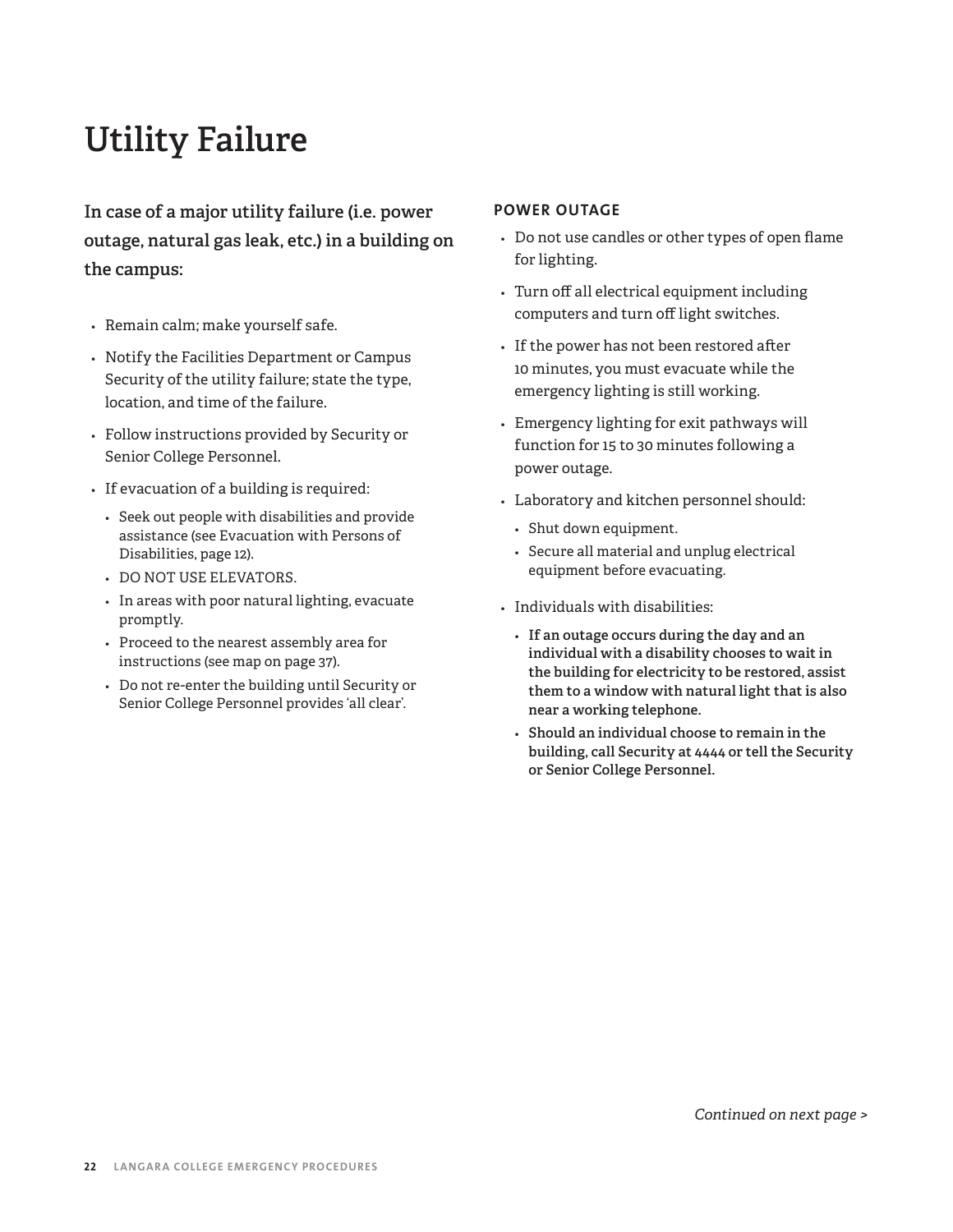# Utility Failure

**In case of a major utility failure (i.e. power outage, natural gas leak, etc.) in a building on the campus:**

- Remain calm; make yourself safe.
- Notify the Facilities Department or Campus Security of the utility failure; state the type, location, and time of the failure.
- Follow instructions provided by Security or Senior College Personnel.
- If evacuation of a building is required:
  - Seek out people with disabilities and provide assistance (see Evacuation with Persons of Disabilities, page 12).
  - DO NOT USE ELEVATORS.
  - In areas with poor natural lighting, evacuate promptly.
  - Proceed to the nearest assembly area for instructions (see map on page 37).
  - Do not re-enter the building until Security or Senior College Personnel provides 'all clear'.

## POWER OUTAGE

- Do not use candles or other types of open flame for lighting.
- Turn off all electrical equipment including computers and turn off light switches.
- If the power has not been restored after 10 minutes, you must evacuate while the emergency lighting is still working.
- Emergency lighting for exit pathways will function for 15 to 30 minutes following a power outage.
- Laboratory and kitchen personnel should:
  - Shut down equipment.
  - Secure all material and unplug electrical equipment before evacuating.
- Individuals with disabilities:
  - **If an outage occurs during the day and an individual with a disability chooses to wait in the building for electricity to be restored, assist them to a window with natural light that is also near a working telephone.**
  - **Should an individual choose to remain in the building, call Security at 4444 or tell the Security or Senior College Personnel.**

*Continued on next page >*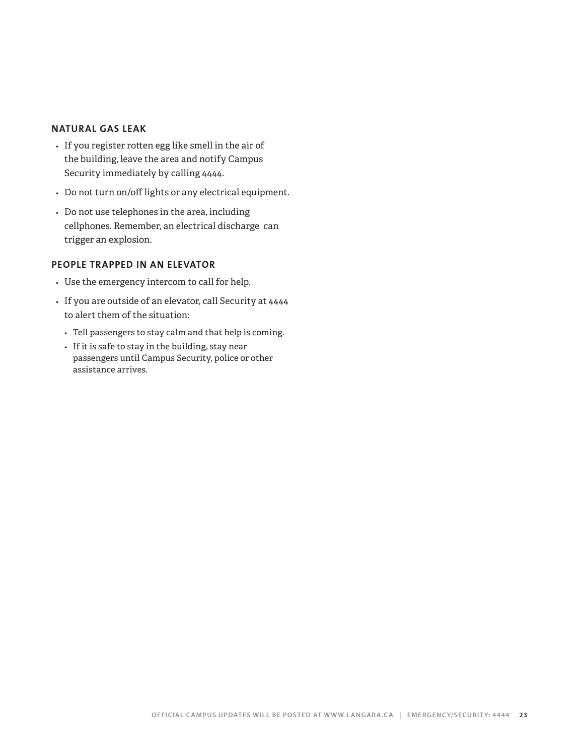### NATURAL GAS LEAK

- If you register rotten egg like smell in the air of the building, leave the area and notify Campus Security immediately by calling 4444.
- Do not turn on/off lights or any electrical equipment.
- Do not use telephones in the area, including cellphones. Remember, an electrical discharge can trigger an explosion.

### PEOPLE TRAPPED IN AN ELEVATOR

- Use the emergency intercom to call for help.
- If you are outside of an elevator, call Security at 4444 to alert them of the situation:
  - Tell passengers to stay calm and that help is coming.
  - If it is safe to stay in the building, stay near passengers until Campus Security, police or other assistance arrives.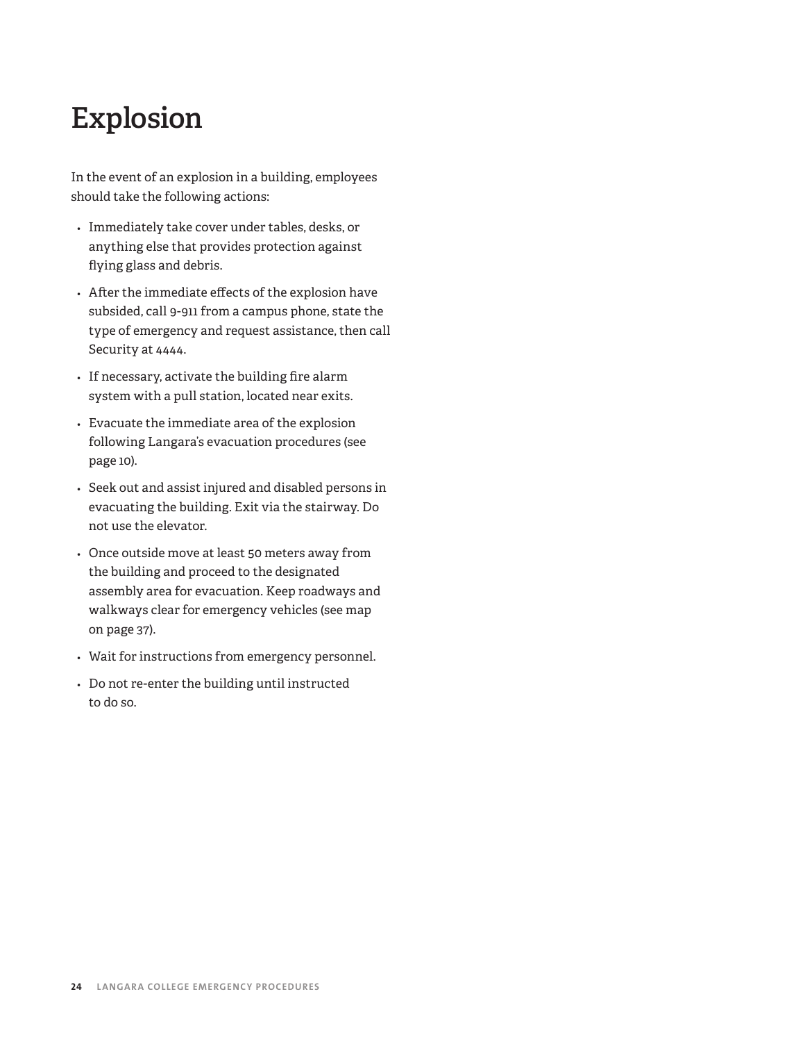# Explosion

In the event of an explosion in a building, employees should take the following actions:

- Immediately take cover under tables, desks, or anything else that provides protection against flying glass and debris.
- After the immediate effects of the explosion have subsided, call 9-911 from a campus phone, state the type of emergency and request assistance, then call Security at 4444.
- If necessary, activate the building fire alarm system with a pull station, located near exits.
- Evacuate the immediate area of the explosion following Langara's evacuation procedures (see page 10).
- Seek out and assist injured and disabled persons in evacuating the building. Exit via the stairway. Do not use the elevator.
- Once outside move at least 50 meters away from the building and proceed to the designated assembly area for evacuation. Keep roadways and walkways clear for emergency vehicles (see map on page 37).
- Wait for instructions from emergency personnel.
- Do not re-enter the building until instructed to do so.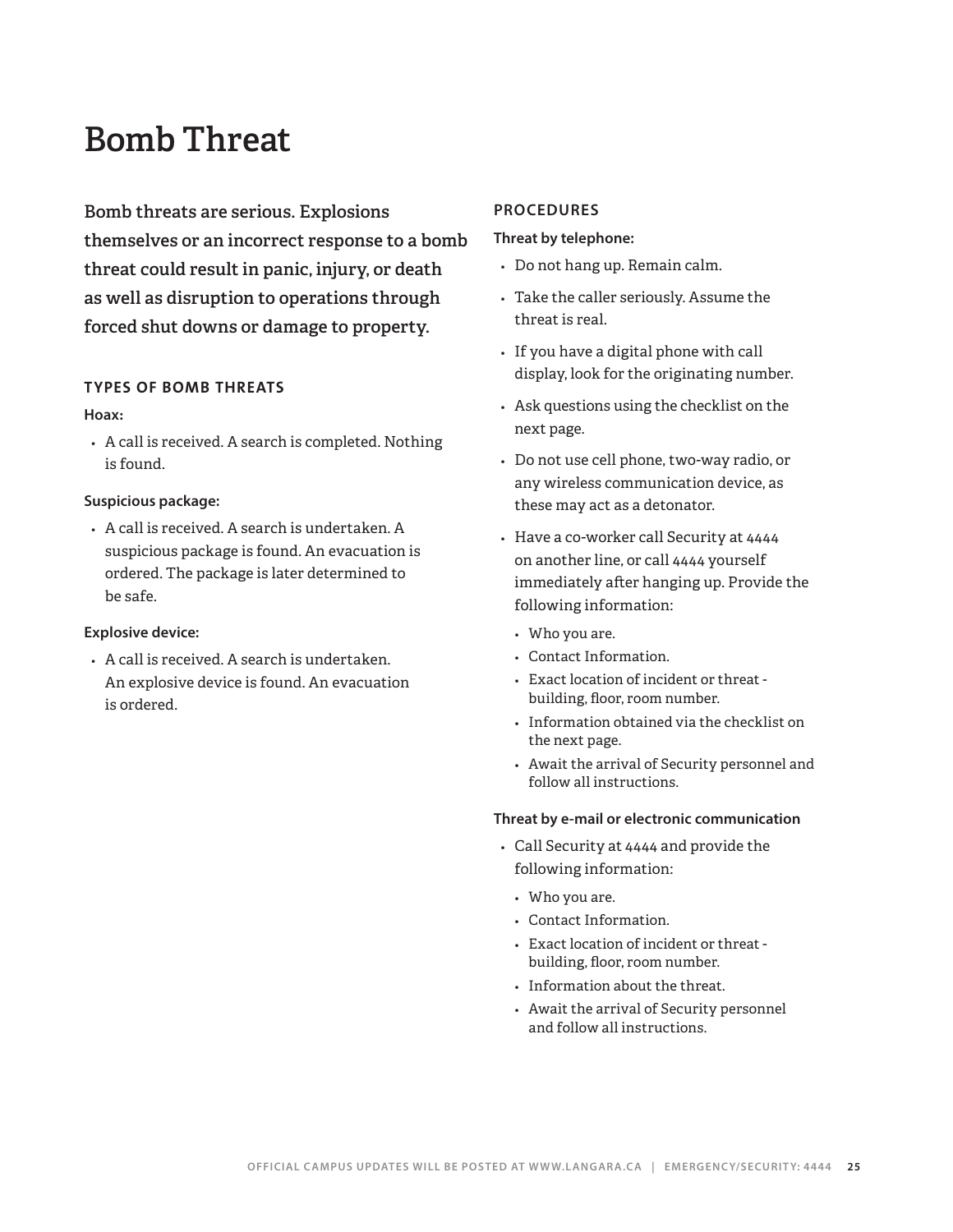# Bomb Threat

**Bomb threats are serious. Explosions themselves or an incorrect response to a bomb threat could result in panic, injury, or death as well as disruption to operations through forced shut downs or damage to property.**

## TYPES OF BOMB THREATS

**Hoax:**

- A call is received. A search is completed. Nothing is found.

**Suspicious package:**

- A call is received. A search is undertaken. A suspicious package is found. An evacuation is ordered. The package is later determined to be safe.

**Explosive device:**

- A call is received. A search is undertaken. An explosive device is found. An evacuation is ordered.

## PROCEDURES

**Threat by telephone:**

- Do not hang up. Remain calm.
- Take the caller seriously. Assume the threat is real.
- If you have a digital phone with call display, look for the originating number.
- Ask questions using the checklist on the next page.
- Do not use cell phone, two-way radio, or any wireless communication device, as these may act as a detonator.
- Have a co-worker call Security at 4444 on another line, or call 4444 yourself immediately after hanging up. Provide the following information:
  - Who you are.
  - Contact Information.
  - Exact location of incident or threat - building, floor, room number.
  - Information obtained via the checklist on the next page.
  - Await the arrival of Security personnel and follow all instructions.

**Threat by e-mail or electronic communication**

- Call Security at 4444 and provide the following information:
  - Who you are.
  - Contact Information.
  - Exact location of incident or threat - building, floor, room number.
  - Information about the threat.
  - Await the arrival of Security personnel and follow all instructions.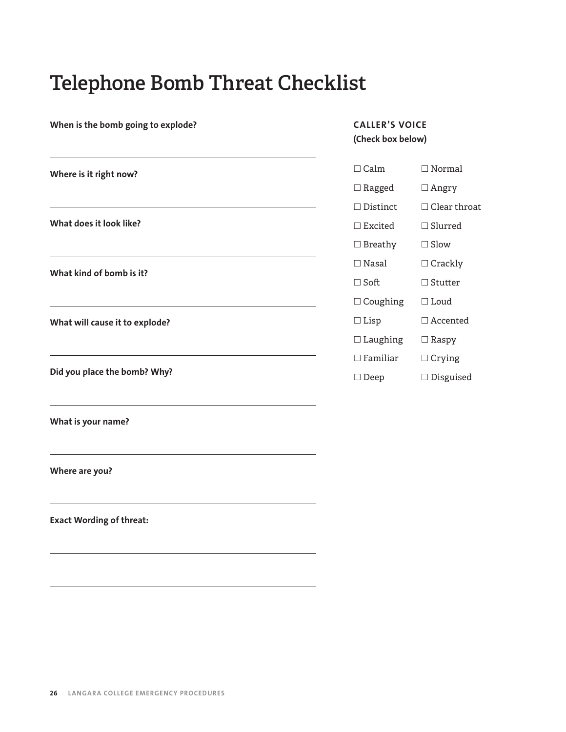# Telephone Bomb Threat Checklist

**When is the bomb going to explode?**

---

**Where is it right now?**

---

**What does it look like?**

---

**What kind of bomb is it?**

---

**What will cause it to explode?**

---

**Did you place the bomb? Why?**

---

**What is your name?**

---

**Where are you?**

---

**Exact Wording of threat:**

---

---

---

**CALLER'S VOICE**
**(Check box below)**

- ☐ Calm
- ☐ Normal
- ☐ Ragged
- ☐ Angry
- ☐ Distinct
- ☐ Clear throat
- ☐ Excited
- ☐ Slurred
- ☐ Breathy
- ☐ Slow
- ☐ Nasal
- ☐ Crackly
- ☐ Soft
- ☐ Stutter
- ☐ Coughing
- ☐ Loud
- ☐ Lisp
- ☐ Accented
- ☐ Laughing
- ☐ Raspy
- ☐ Familiar
- ☐ Crying
- ☐ Deep
- ☐ Disguised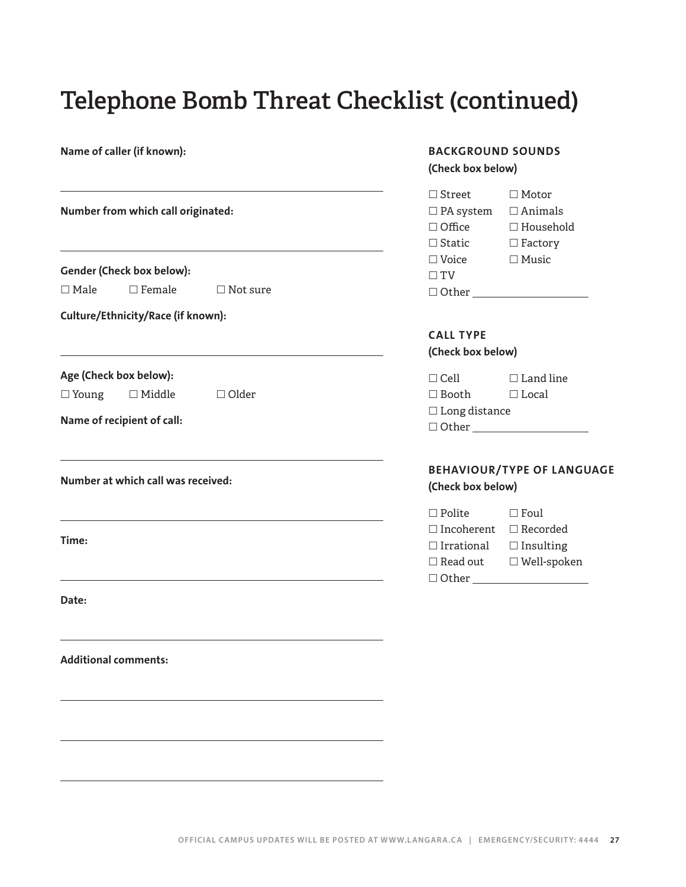# Telephone Bomb Threat Checklist (continued)

**Name of caller (if known):**

______________________________

**Number from which call originated:**

______________________________

**Gender (Check box below):**

☐ Male ☐ Female ☐ Not sure

**Culture/Ethnicity/Race (if known):**

______________________________

**Age (Check box below):**

☐ Young ☐ Middle ☐ Older

**Name of recipient of call:**

______________________________

**Number at which call was received:**

______________________________

**Time:**

______________________________

**Date:**

______________________________

**Additional comments:**

______________________________

______________________________

______________________________

## BACKGROUND SOUNDS

**(Check box below)**

☐ Street ☐ Motor
☐ PA system ☐ Animals
☐ Office ☐ Household
☐ Static ☐ Factory
☐ Voice ☐ Music
☐ TV
☐ Other ____________

## CALL TYPE

**(Check box below)**

☐ Cell ☐ Land line
☐ Booth ☐ Local
☐ Long distance
☐ Other ____________

## BEHAVIOUR/TYPE OF LANGUAGE

**(Check box below)**

☐ Polite ☐ Foul
☐ Incoherent ☐ Recorded
☐ Irrational ☐ Insulting
☐ Read out ☐ Well-spoken
☐ Other ____________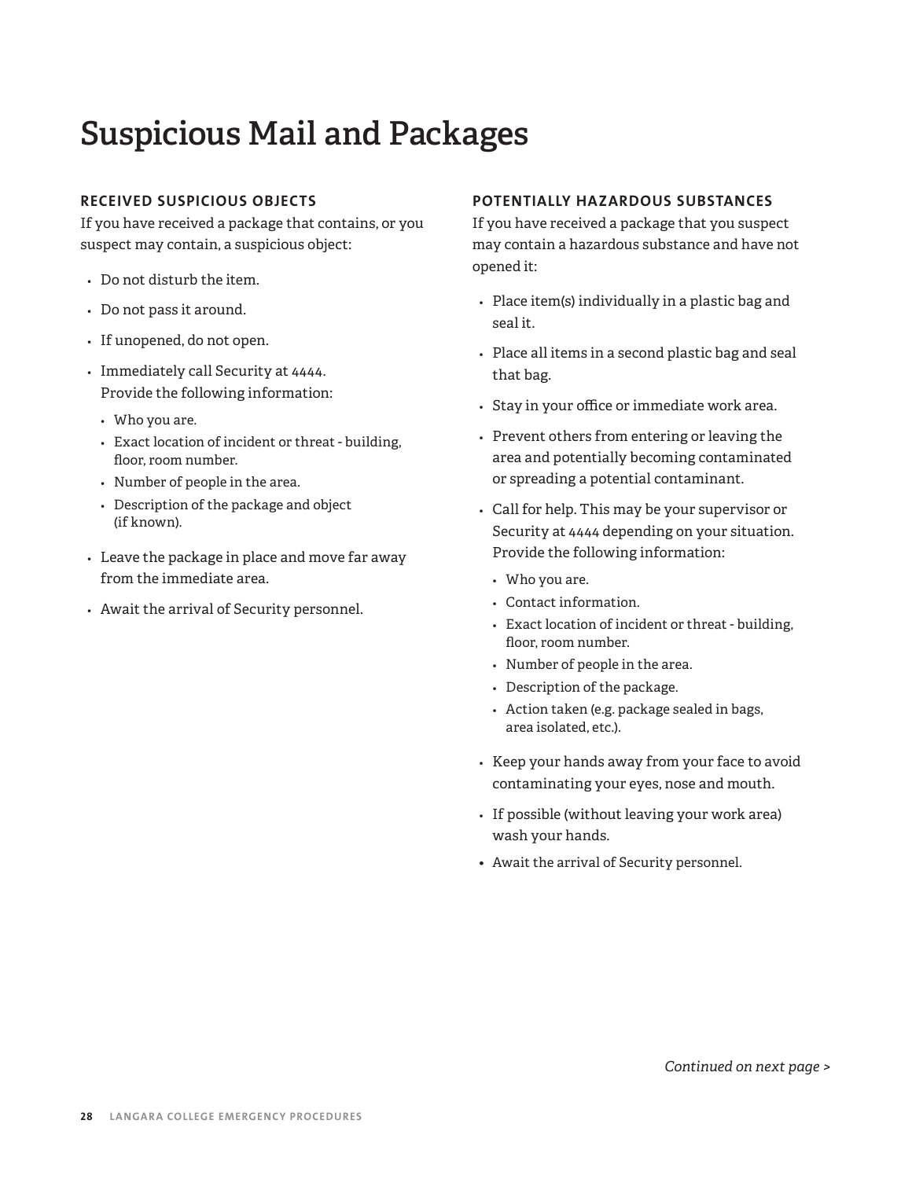# Suspicious Mail and Packages

### RECEIVED SUSPICIOUS OBJECTS

If you have received a package that contains, or you suspect may contain, a suspicious object:

- Do not disturb the item.
- Do not pass it around.
- If unopened, do not open.
- Immediately call Security at 4444. Provide the following information:
  - Who you are.
  - Exact location of incident or threat - building, floor, room number.
  - Number of people in the area.
  - Description of the package and object (if known).
- Leave the package in place and move far away from the immediate area.
- Await the arrival of Security personnel.

### POTENTIALLY HAZARDOUS SUBSTANCES

If you have received a package that you suspect may contain a hazardous substance and have not opened it:

- Place item(s) individually in a plastic bag and seal it.
- Place all items in a second plastic bag and seal that bag.
- Stay in your office or immediate work area.
- Prevent others from entering or leaving the area and potentially becoming contaminated or spreading a potential contaminant.
- Call for help. This may be your supervisor or Security at 4444 depending on your situation. Provide the following information:
  - Who you are.
  - Contact information.
  - Exact location of incident or threat - building, floor, room number.
  - Number of people in the area.
  - Description of the package.
  - Action taken (e.g. package sealed in bags, area isolated, etc.).
- Keep your hands away from your face to avoid contaminating your eyes, nose and mouth.
- If possible (without leaving your work area) wash your hands.
- Await the arrival of Security personnel.

*Continued on next page >*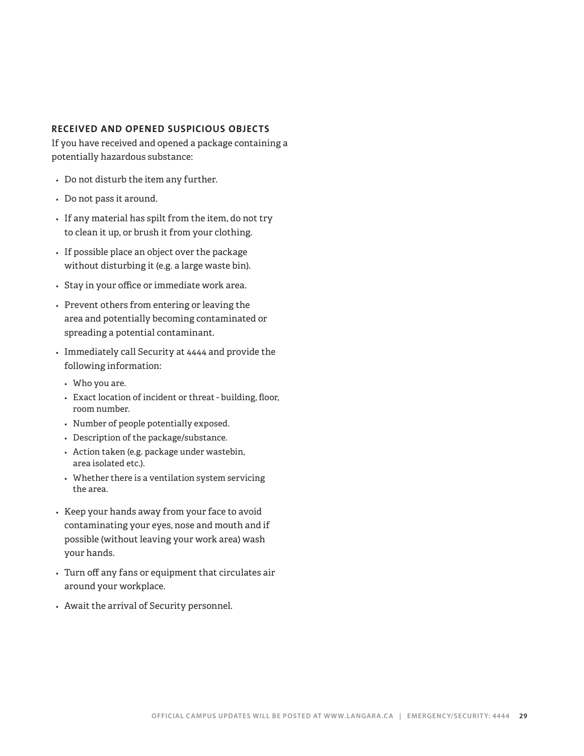### RECEIVED AND OPENED SUSPICIOUS OBJECTS

If you have received and opened a package containing a potentially hazardous substance:

- Do not disturb the item any further.
- Do not pass it around.
- If any material has spilt from the item, do not try to clean it up, or brush it from your clothing.
- If possible place an object over the package without disturbing it (e.g. a large waste bin).
- Stay in your office or immediate work area.
- Prevent others from entering or leaving the area and potentially becoming contaminated or spreading a potential contaminant.
- Immediately call Security at 4444 and provide the following information:
  - Who you are.
  - Exact location of incident or threat - building, floor, room number.
  - Number of people potentially exposed.
  - Description of the package/substance.
  - Action taken (e.g. package under wastebin, area isolated etc.).
  - Whether there is a ventilation system servicing the area.
- Keep your hands away from your face to avoid contaminating your eyes, nose and mouth and if possible (without leaving your work area) wash your hands.
- Turn off any fans or equipment that circulates air around your workplace.
- Await the arrival of Security personnel.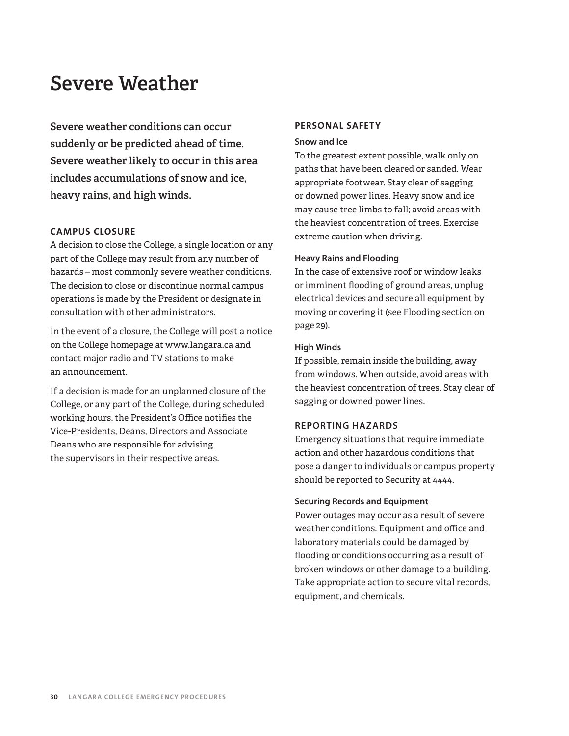# Severe Weather

**Severe weather conditions can occur suddenly or be predicted ahead of time. Severe weather likely to occur in this area includes accumulations of snow and ice, heavy rains, and high winds.**

## CAMPUS CLOSURE

A decision to close the College, a single location or any part of the College may result from any number of hazards – most commonly severe weather conditions. The decision to close or discontinue normal campus operations is made by the President or designate in consultation with other administrators.

In the event of a closure, the College will post a notice on the College homepage at www.langara.ca and contact major radio and TV stations to make an announcement.

If a decision is made for an unplanned closure of the College, or any part of the College, during scheduled working hours, the President's Office notifies the Vice-Presidents, Deans, Directors and Associate Deans who are responsible for advising the supervisors in their respective areas.

## PERSONAL SAFETY

### Snow and Ice

To the greatest extent possible, walk only on paths that have been cleared or sanded. Wear appropriate footwear. Stay clear of sagging or downed power lines. Heavy snow and ice may cause tree limbs to fall; avoid areas with the heaviest concentration of trees. Exercise extreme caution when driving.

### Heavy Rains and Flooding

In the case of extensive roof or window leaks or imminent flooding of ground areas, unplug electrical devices and secure all equipment by moving or covering it (see Flooding section on page 29).

### High Winds

If possible, remain inside the building, away from windows. When outside, avoid areas with the heaviest concentration of trees. Stay clear of sagging or downed power lines.

## REPORTING HAZARDS

Emergency situations that require immediate action and other hazardous conditions that pose a danger to individuals or campus property should be reported to Security at 4444.

### Securing Records and Equipment

Power outages may occur as a result of severe weather conditions. Equipment and office and laboratory materials could be damaged by flooding or conditions occurring as a result of broken windows or other damage to a building. Take appropriate action to secure vital records, equipment, and chemicals.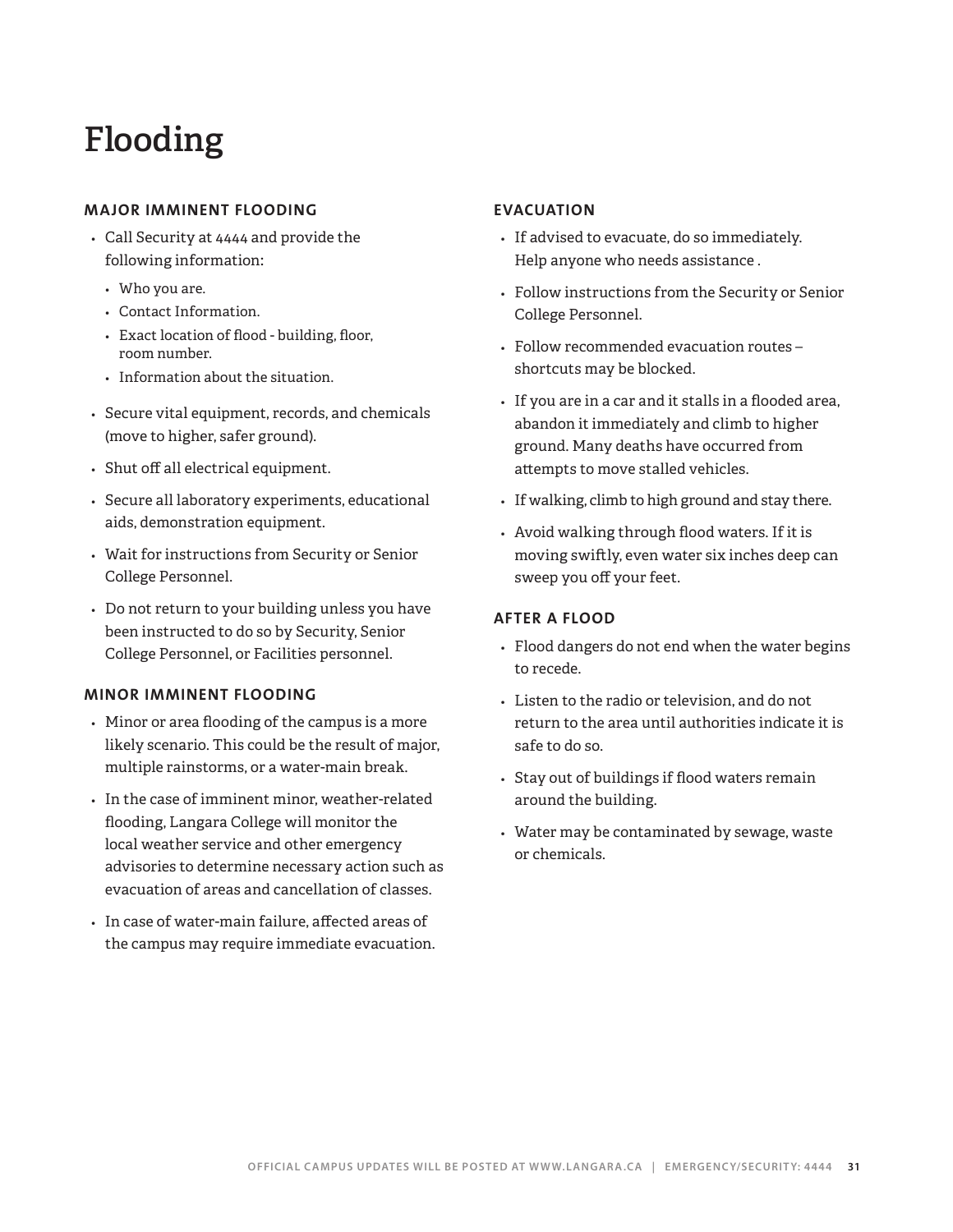# Flooding

## MAJOR IMMINENT FLOODING

- Call Security at 4444 and provide the following information:
  - Who you are.
  - Contact Information.
  - Exact location of flood - building, floor, room number.
  - Information about the situation.
- Secure vital equipment, records, and chemicals (move to higher, safer ground).
- Shut off all electrical equipment.
- Secure all laboratory experiments, educational aids, demonstration equipment.
- Wait for instructions from Security or Senior College Personnel.
- Do not return to your building unless you have been instructed to do so by Security, Senior College Personnel, or Facilities personnel.

## MINOR IMMINENT FLOODING

- Minor or area flooding of the campus is a more likely scenario. This could be the result of major, multiple rainstorms, or a water-main break.
- In the case of imminent minor, weather-related flooding, Langara College will monitor the local weather service and other emergency advisories to determine necessary action such as evacuation of areas and cancellation of classes.
- In case of water-main failure, affected areas of the campus may require immediate evacuation.

## EVACUATION

- If advised to evacuate, do so immediately. Help anyone who needs assistance .
- Follow instructions from the Security or Senior College Personnel.
- Follow recommended evacuation routes – shortcuts may be blocked.
- If you are in a car and it stalls in a flooded area, abandon it immediately and climb to higher ground. Many deaths have occurred from attempts to move stalled vehicles.
- If walking, climb to high ground and stay there.
- Avoid walking through flood waters. If it is moving swiftly, even water six inches deep can sweep you off your feet.

## AFTER A FLOOD

- Flood dangers do not end when the water begins to recede.
- Listen to the radio or television, and do not return to the area until authorities indicate it is safe to do so.
- Stay out of buildings if flood waters remain around the building.
- Water may be contaminated by sewage, waste or chemicals.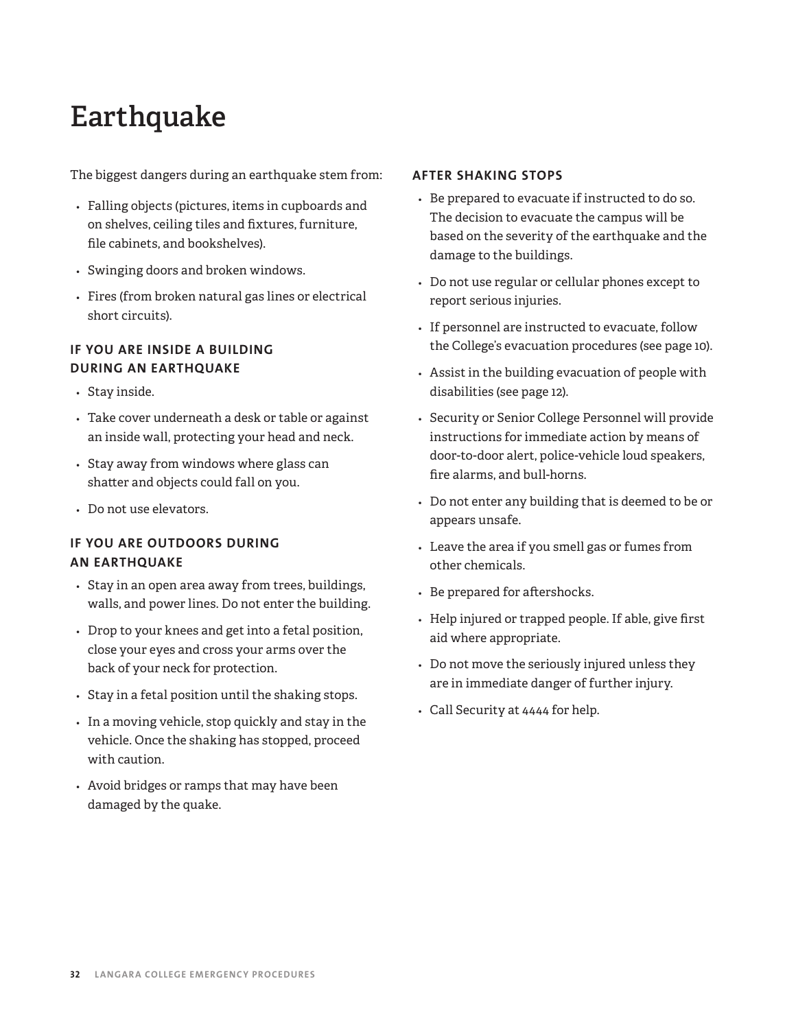# Earthquake

The biggest dangers during an earthquake stem from:

- Falling objects (pictures, items in cupboards and on shelves, ceiling tiles and fixtures, furniture, file cabinets, and bookshelves).
- Swinging doors and broken windows.
- Fires (from broken natural gas lines or electrical short circuits).

### IF YOU ARE INSIDE A BUILDING DURING AN EARTHQUAKE

- Stay inside.
- Take cover underneath a desk or table or against an inside wall, protecting your head and neck.
- Stay away from windows where glass can shatter and objects could fall on you.
- Do not use elevators.

### IF YOU ARE OUTDOORS DURING AN EARTHQUAKE

- Stay in an open area away from trees, buildings, walls, and power lines. Do not enter the building.
- Drop to your knees and get into a fetal position, close your eyes and cross your arms over the back of your neck for protection.
- Stay in a fetal position until the shaking stops.
- In a moving vehicle, stop quickly and stay in the vehicle. Once the shaking has stopped, proceed with caution.
- Avoid bridges or ramps that may have been damaged by the quake.

### AFTER SHAKING STOPS

- Be prepared to evacuate if instructed to do so. The decision to evacuate the campus will be based on the severity of the earthquake and the damage to the buildings.
- Do not use regular or cellular phones except to report serious injuries.
- If personnel are instructed to evacuate, follow the College's evacuation procedures (see page 10).
- Assist in the building evacuation of people with disabilities (see page 12).
- Security or Senior College Personnel will provide instructions for immediate action by means of door-to-door alert, police-vehicle loud speakers, fire alarms, and bull-horns.
- Do not enter any building that is deemed to be or appears unsafe.
- Leave the area if you smell gas or fumes from other chemicals.
- Be prepared for aftershocks.
- Help injured or trapped people. If able, give first aid where appropriate.
- Do not move the seriously injured unless they are in immediate danger of further injury.
- Call Security at 4444 for help.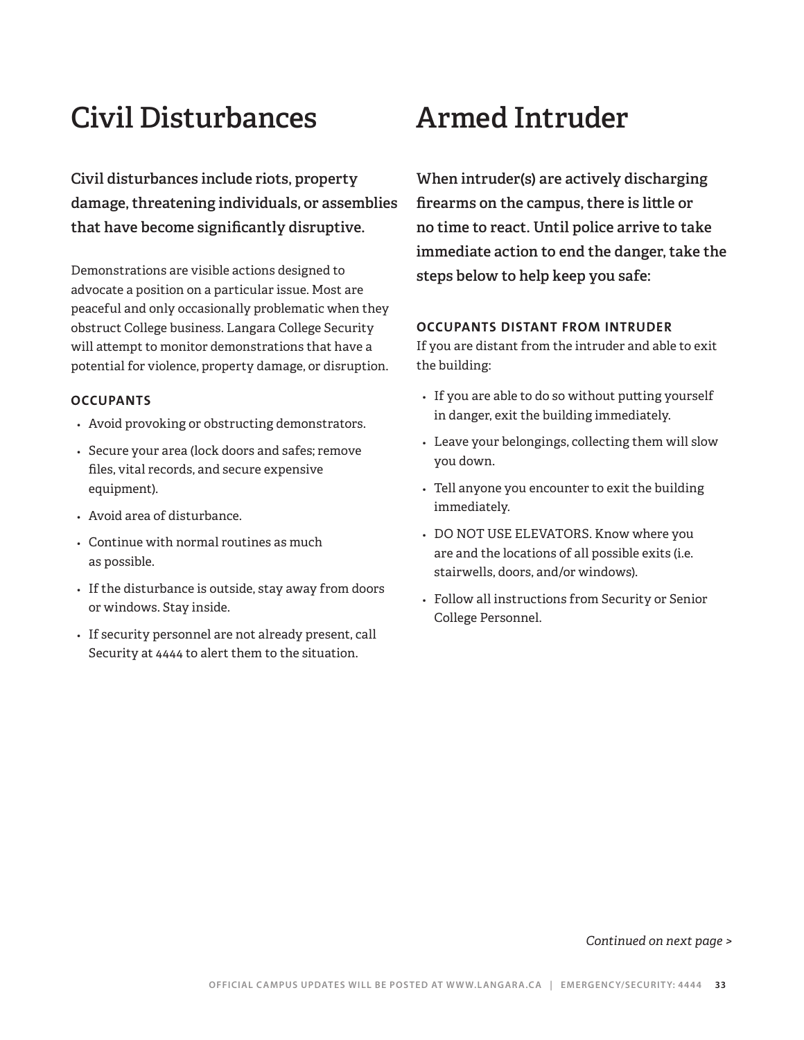# Civil Disturbances

**Civil disturbances include riots, property damage, threatening individuals, or assemblies that have become significantly disruptive.**

Demonstrations are visible actions designed to advocate a position on a particular issue. Most are peaceful and only occasionally problematic when they obstruct College business. Langara College Security will attempt to monitor demonstrations that have a potential for violence, property damage, or disruption.

### OCCUPANTS

- Avoid provoking or obstructing demonstrators.
- Secure your area (lock doors and safes; remove files, vital records, and secure expensive equipment).
- Avoid area of disturbance.
- Continue with normal routines as much as possible.
- If the disturbance is outside, stay away from doors or windows. Stay inside.
- If security personnel are not already present, call Security at 4444 to alert them to the situation.

# Armed Intruder

**When intruder(s) are actively discharging firearms on the campus, there is little or no time to react. Until police arrive to take immediate action to end the danger, take the steps below to help keep you safe:**

### OCCUPANTS DISTANT FROM INTRUDER

If you are distant from the intruder and able to exit the building:

- If you are able to do so without putting yourself in danger, exit the building immediately.
- Leave your belongings, collecting them will slow you down.
- Tell anyone you encounter to exit the building immediately.
- DO NOT USE ELEVATORS. Know where you are and the locations of all possible exits (i.e. stairwells, doors, and/or windows).
- Follow all instructions from Security or Senior College Personnel.

*Continued on next page >*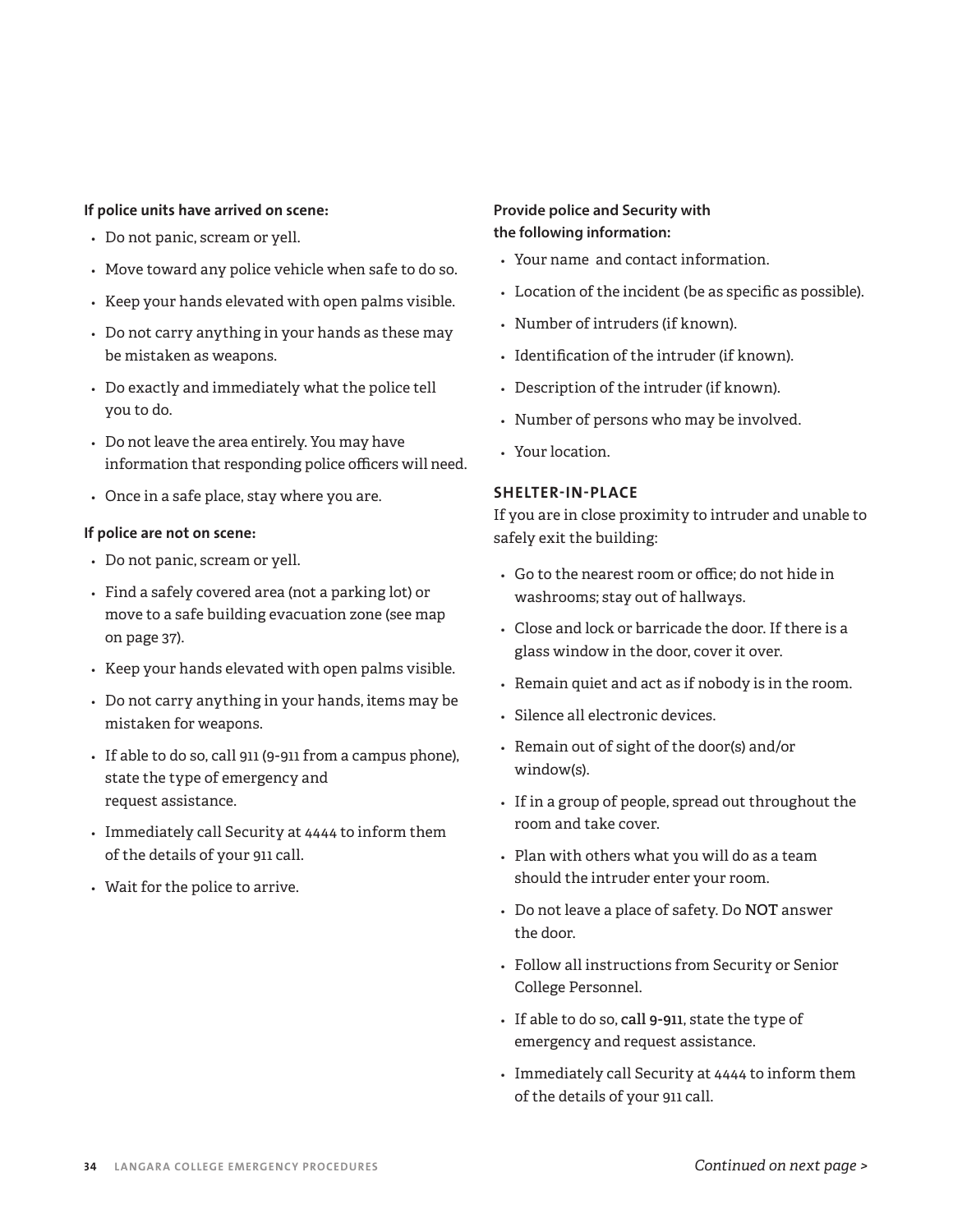**If police units have arrived on scene:**

- Do not panic, scream or yell.
- Move toward any police vehicle when safe to do so.
- Keep your hands elevated with open palms visible.
- Do not carry anything in your hands as these may be mistaken as weapons.
- Do exactly and immediately what the police tell you to do.
- Do not leave the area entirely. You may have information that responding police officers will need.
- Once in a safe place, stay where you are.

**If police are not on scene:**

- Do not panic, scream or yell.
- Find a safely covered area (not a parking lot) or move to a safe building evacuation zone (see map on page 37).
- Keep your hands elevated with open palms visible.
- Do not carry anything in your hands, items may be mistaken for weapons.
- If able to do so, call 911 (9-911 from a campus phone), state the type of emergency and request assistance.
- Immediately call Security at 4444 to inform them of the details of your 911 call.
- Wait for the police to arrive.

**Provide police and Security with the following information:**

- Your name and contact information.
- Location of the incident (be as specific as possible).
- Number of intruders (if known).
- Identification of the intruder (if known).
- Description of the intruder (if known).
- Number of persons who may be involved.
- Your location.

### SHELTER-IN-PLACE

If you are in close proximity to intruder and unable to safely exit the building:

- Go to the nearest room or office; do not hide in washrooms; stay out of hallways.
- Close and lock or barricade the door. If there is a glass window in the door, cover it over.
- Remain quiet and act as if nobody is in the room.
- Silence all electronic devices.
- Remain out of sight of the door(s) and/or window(s).
- If in a group of people, spread out throughout the room and take cover.
- Plan with others what you will do as a team should the intruder enter your room.
- Do not leave a place of safety. Do **NOT** answer the door.
- Follow all instructions from Security or Senior College Personnel.
- If able to do so, **call 9-911**, state the type of emergency and request assistance.
- Immediately call Security at 4444 to inform them of the details of your 911 call.

*Continued on next page >*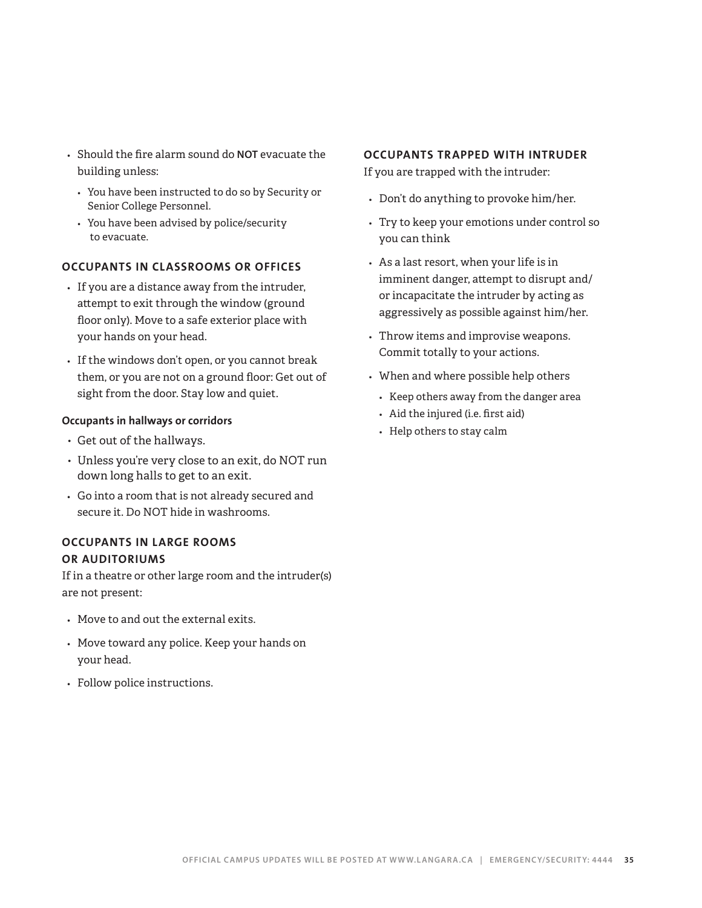- Should the fire alarm sound do **NOT** evacuate the building unless:
  - You have been instructed to do so by Security or Senior College Personnel.
  - You have been advised by police/security to evacuate.

### OCCUPANTS IN CLASSROOMS OR OFFICES

- If you are a distance away from the intruder, attempt to exit through the window (ground floor only). Move to a safe exterior place with your hands on your head.
- If the windows don't open, or you cannot break them, or you are not on a ground floor: Get out of sight from the door. Stay low and quiet.

#### Occupants in hallways or corridors

- Get out of the hallways.
- Unless you're very close to an exit, do NOT run down long halls to get to an exit.
- Go into a room that is not already secured and secure it. Do NOT hide in washrooms.

### OCCUPANTS IN LARGE ROOMS OR AUDITORIUMS

If in a theatre or other large room and the intruder(s) are not present:

- Move to and out the external exits.
- Move toward any police. Keep your hands on your head.
- Follow police instructions.

### OCCUPANTS TRAPPED WITH INTRUDER

If you are trapped with the intruder:

- Don't do anything to provoke him/her.
- Try to keep your emotions under control so you can think
- As a last resort, when your life is in imminent danger, attempt to disrupt and/or incapacitate the intruder by acting as aggressively as possible against him/her.
- Throw items and improvise weapons. Commit totally to your actions.
- When and where possible help others
  - Keep others away from the danger area
  - Aid the injured (i.e. first aid)
  - Help others to stay calm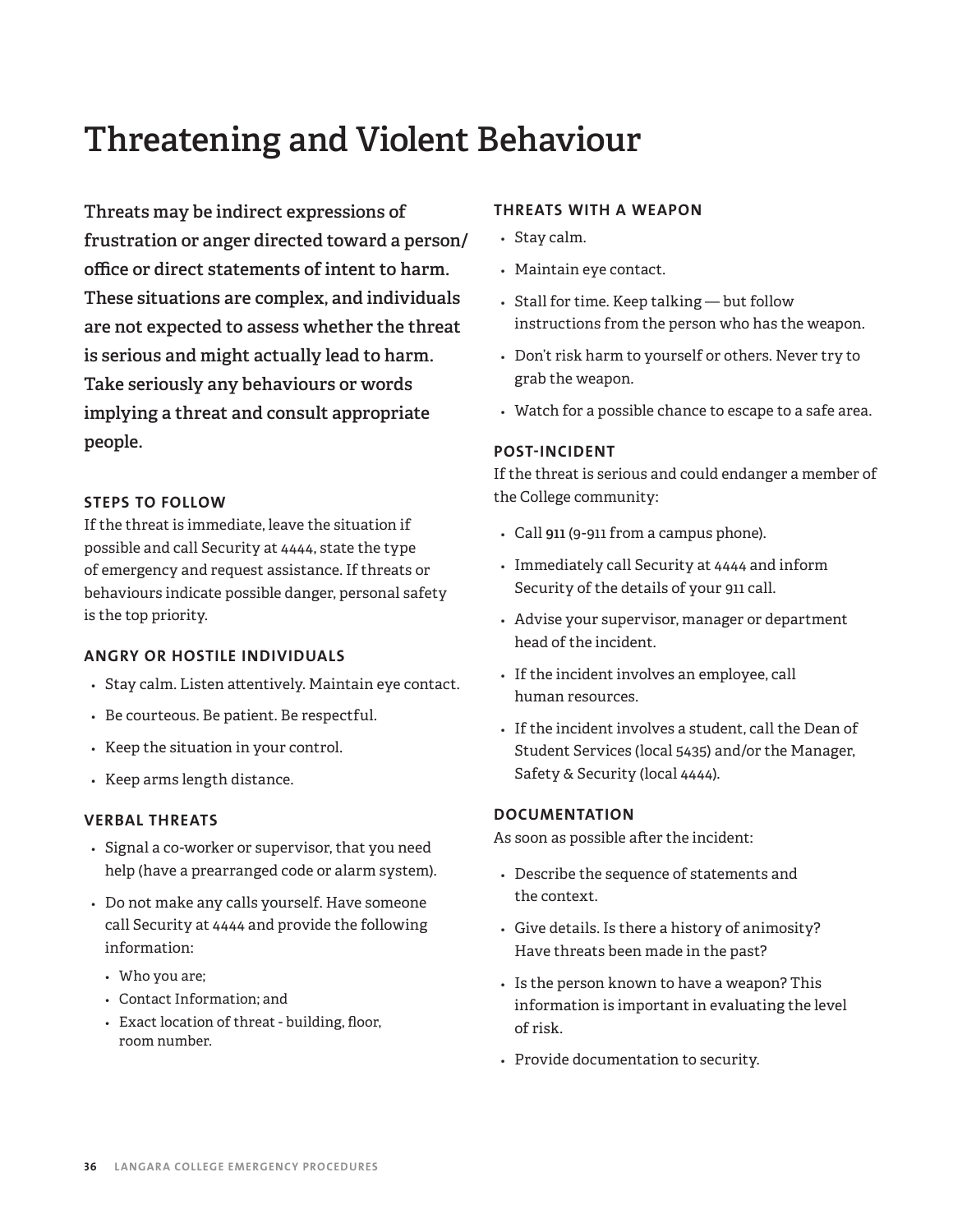# Threatening and Violent Behaviour

**Threats may be indirect expressions of frustration or anger directed toward a person/office or direct statements of intent to harm. These situations are complex, and individuals are not expected to assess whether the threat is serious and might actually lead to harm. Take seriously any behaviours or words implying a threat and consult appropriate people.**

### STEPS TO FOLLOW

If the threat is immediate, leave the situation if possible and call Security at 4444, state the type of emergency and request assistance. If threats or behaviours indicate possible danger, personal safety is the top priority.

### ANGRY OR HOSTILE INDIVIDUALS

- Stay calm. Listen attentively. Maintain eye contact.
- Be courteous. Be patient. Be respectful.
- Keep the situation in your control.
- Keep arms length distance.

### VERBAL THREATS

- Signal a co-worker or supervisor, that you need help (have a prearranged code or alarm system).
- Do not make any calls yourself. Have someone call Security at 4444 and provide the following information:
  - Who you are;
  - Contact Information; and
  - Exact location of threat - building, floor, room number.

### THREATS WITH A WEAPON

- Stay calm.
- Maintain eye contact.
- Stall for time. Keep talking — but follow instructions from the person who has the weapon.
- Don't risk harm to yourself or others. Never try to grab the weapon.
- Watch for a possible chance to escape to a safe area.

### POST-INCIDENT

If the threat is serious and could endanger a member of the College community:

- Call **911** (9-911 from a campus phone).
- Immediately call Security at 4444 and inform Security of the details of your 911 call.
- Advise your supervisor, manager or department head of the incident.
- If the incident involves an employee, call human resources.
- If the incident involves a student, call the Dean of Student Services (local 5435) and/or the Manager, Safety & Security (local 4444).

### DOCUMENTATION

As soon as possible after the incident:

- Describe the sequence of statements and the context.
- Give details. Is there a history of animosity? Have threats been made in the past?
- Is the person known to have a weapon? This information is important in evaluating the level of risk.
- Provide documentation to security.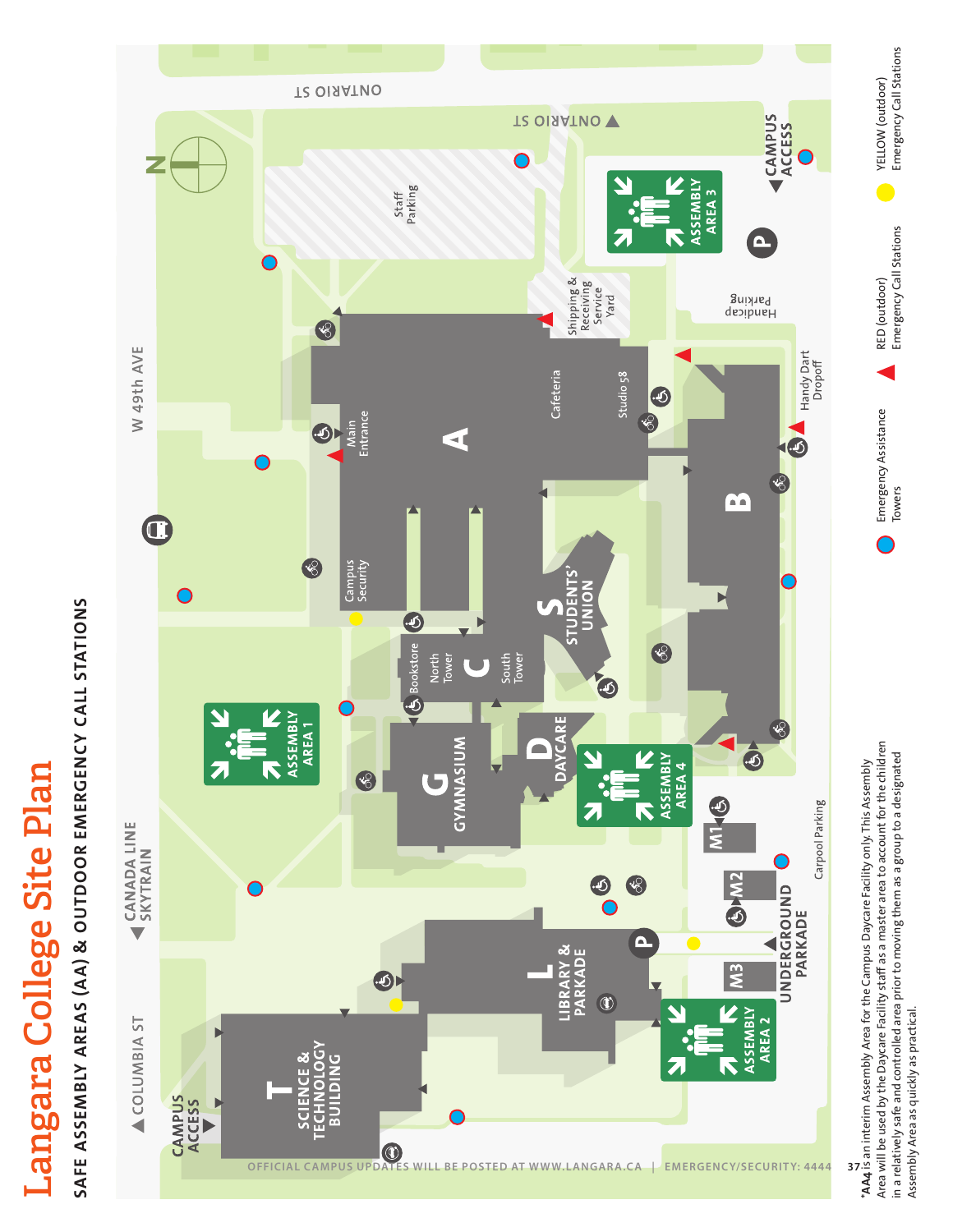# Langara College Site Plan

## SAFE ASSEMBLY AREAS (AA) & OUTDOOR EMERGENCY CALL STATIONS

W 49th AVE

ONTARIO ST

COLUMBIA ST

CANADA LINE SKYTRAIN

CAMPUS ACCESS

Staff Parking

Shipping & Receiving Service Yard

Handicap Parking

Handy Dart Dropoff

Main Entrance

Campus Security

Cafeteria

Studio 58

A

B

C — Bookstore, North Tower, South Tower

S — STUDENTS' UNION

D — DAYCARE

G — GYMNASIUM

L — LIBRARY & PARKADE

T — SCIENCE & TECHNOLOGY BUILDING

M1, M2, M3

UNDERGROUND PARKADE

Carpool Parking

ASSEMBLY AREA 1

ASSEMBLY AREA 2

ASSEMBLY AREA 3

ASSEMBLY AREA 4

OFFICIAL CAMPUS UPDATES WILL BE POSTED AT WWW.LANGARA.CA | EMERGENCY/SECURITY: 4444

- Emergency Assistance Towers
- RED (outdoor) Emergency Call Stations
- YELLOW (outdoor) Emergency Call Stations

*AA4 is an interim Assembly Area for the Campus Daycare Facility only. This Assembly Area will be used by the Daycare Facility staff as a master area to account for the children in a relatively safe and controlled area prior to moving them as a group to a designated Assembly Area as quickly as practical.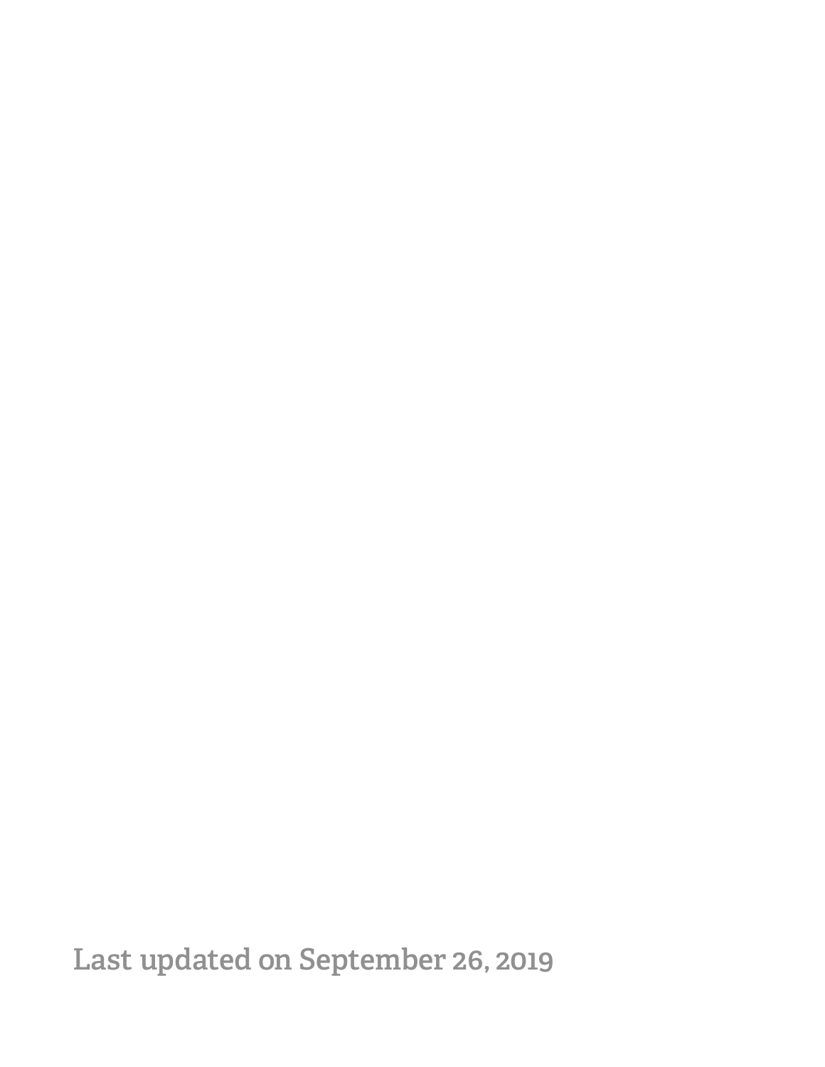Last updated on September 26, 2019